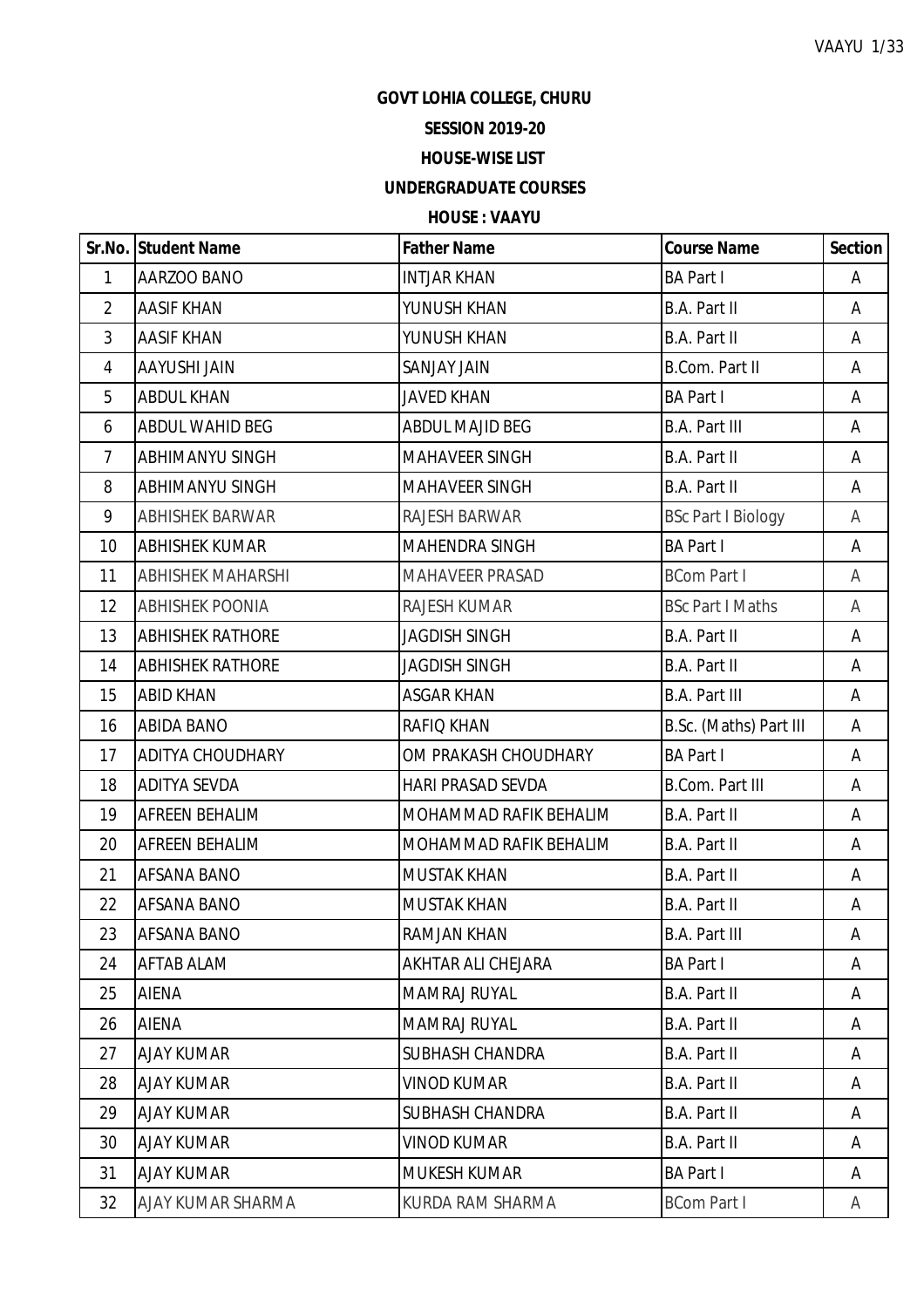**GOVT LOHIA COLLEGE, CHURU**

**SESSION 2019-20**

**HOUSE-WISE LIST**

**UNDERGRADUATE COURSES**

**HOUSE : VAAYU**

| Sr.No. | Student Name | Father Name | Course Name | Section |
|---|---|---|---|---|
| 1 | AARZOO BANO | INTJAR KHAN | BA Part I | A |
| 2 | AASIF KHAN | YUNUSH KHAN | B.A. Part II | A |
| 3 | AASIF KHAN | YUNUSH KHAN | B.A. Part II | A |
| 4 | AAYUSHI JAIN | SANJAY JAIN | B.Com. Part II | A |
| 5 | ABDUL KHAN | JAVED KHAN | BA Part I | A |
| 6 | ABDUL WAHID BEG | ABDUL MAJID BEG | B.A. Part III | A |
| 7 | ABHIMANYU SINGH | MAHAVEER SINGH | B.A. Part II | A |
| 8 | ABHIMANYU SINGH | MAHAVEER SINGH | B.A. Part II | A |
| 9 | ABHISHEK BARWAR | RAJESH BARWAR | BSc Part I Biology | A |
| 10 | ABHISHEK KUMAR | MAHENDRA SINGH | BA Part I | A |
| 11 | ABHISHEK MAHARSHI | MAHAVEER PRASAD | BCom Part I | A |
| 12 | ABHISHEK POONIA | RAJESH KUMAR | BSc Part I Maths | A |
| 13 | ABHISHEK RATHORE | JAGDISH SINGH | B.A. Part II | A |
| 14 | ABHISHEK RATHORE | JAGDISH SINGH | B.A. Part II | A |
| 15 | ABID KHAN | ASGAR KHAN | B.A. Part III | A |
| 16 | ABIDA BANO | RAFIQ KHAN | B.Sc. (Maths) Part III | A |
| 17 | ADITYA CHOUDHARY | OM PRAKASH CHOUDHARY | BA Part I | A |
| 18 | ADITYA SEVDA | HARI PRASAD SEVDA | B.Com. Part III | A |
| 19 | AFREEN BEHALIM | MOHAMMAD RAFIK BEHALIM | B.A. Part II | A |
| 20 | AFREEN BEHALIM | MOHAMMAD RAFIK BEHALIM | B.A. Part II | A |
| 21 | AFSANA BANO | MUSTAK KHAN | B.A. Part II | A |
| 22 | AFSANA BANO | MUSTAK KHAN | B.A. Part II | A |
| 23 | AFSANA BANO | RAMJAN KHAN | B.A. Part III | A |
| 24 | AFTAB ALAM | AKHTAR ALI CHEJARA | BA Part I | A |
| 25 | AIENA | MAMRAJ RUYAL | B.A. Part II | A |
| 26 | AIENA | MAMRAJ RUYAL | B.A. Part II | A |
| 27 | AJAY KUMAR | SUBHASH CHANDRA | B.A. Part II | A |
| 28 | AJAY KUMAR | VINOD KUMAR | B.A. Part II | A |
| 29 | AJAY KUMAR | SUBHASH CHANDRA | B.A. Part II | A |
| 30 | AJAY KUMAR | VINOD KUMAR | B.A. Part II | A |
| 31 | AJAY KUMAR | MUKESH KUMAR | BA Part I | A |
| 32 | AJAY KUMAR SHARMA | KURDA RAM SHARMA | BCom Part I | A |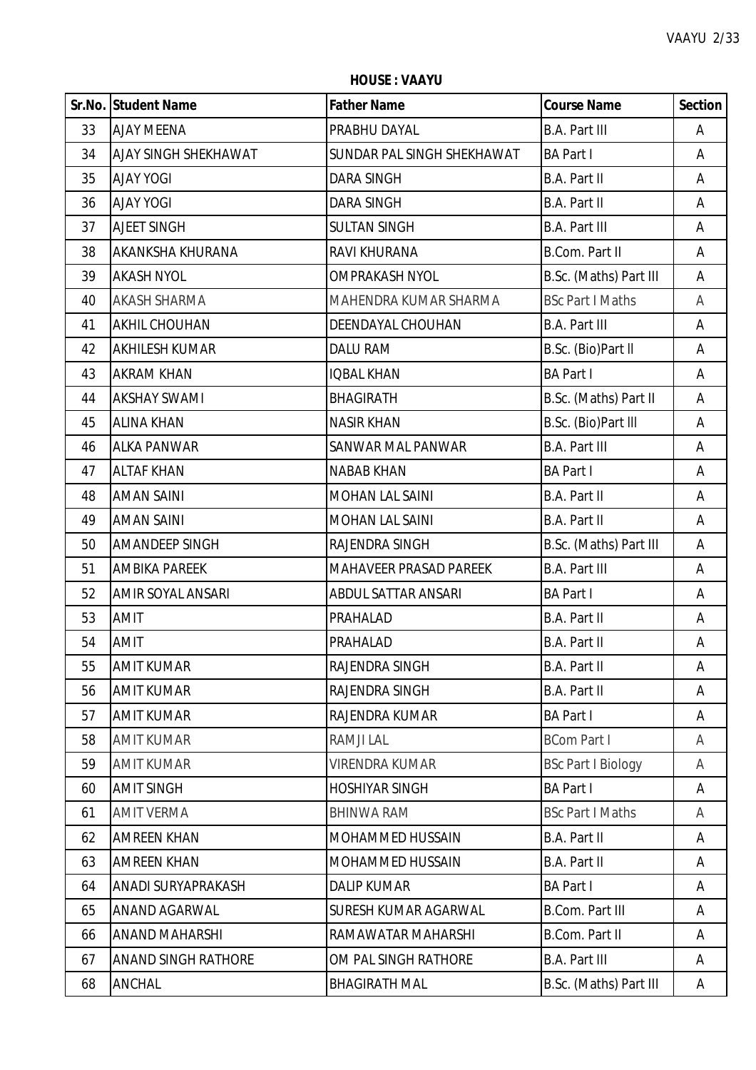**HOUSE : VAAYU**

| Sr.No. | Student Name | Father Name | Course Name | Section |
|---|---|---|---|---|
| 33 | AJAY MEENA | PRABHU DAYAL | B.A. Part III | A |
| 34 | AJAY SINGH SHEKHAWAT | SUNDAR PAL SINGH SHEKHAWAT | BA Part I | A |
| 35 | AJAY YOGI | DARA SINGH | B.A. Part II | A |
| 36 | AJAY YOGI | DARA SINGH | B.A. Part II | A |
| 37 | AJEET SINGH | SULTAN SINGH | B.A. Part III | A |
| 38 | AKANKSHA KHURANA | RAVI KHURANA | B.Com. Part II | A |
| 39 | AKASH NYOL | OMPRAKASH NYOL | B.Sc. (Maths) Part III | A |
| 40 | AKASH SHARMA | MAHENDRA KUMAR SHARMA | BSc Part I Maths | A |
| 41 | AKHIL CHOUHAN | DEENDAYAL CHOUHAN | B.A. Part III | A |
| 42 | AKHILESH KUMAR | DALU RAM | B.Sc. (Bio)Part II | A |
| 43 | AKRAM KHAN | IQBAL KHAN | BA Part I | A |
| 44 | AKSHAY SWAMI | BHAGIRATH | B.Sc. (Maths) Part II | A |
| 45 | ALINA KHAN | NASIR KHAN | B.Sc. (Bio)Part III | A |
| 46 | ALKA PANWAR | SANWAR MAL PANWAR | B.A. Part III | A |
| 47 | ALTAF KHAN | NABAB KHAN | BA Part I | A |
| 48 | AMAN SAINI | MOHAN LAL SAINI | B.A. Part II | A |
| 49 | AMAN SAINI | MOHAN LAL SAINI | B.A. Part II | A |
| 50 | AMANDEEP SINGH | RAJENDRA SINGH | B.Sc. (Maths) Part III | A |
| 51 | AMBIKA PAREEK | MAHAVEER PRASAD PAREEK | B.A. Part III | A |
| 52 | AMIR SOYAL ANSARI | ABDUL SATTAR ANSARI | BA Part I | A |
| 53 | AMIT | PRAHALAD | B.A. Part II | A |
| 54 | AMIT | PRAHALAD | B.A. Part II | A |
| 55 | AMIT KUMAR | RAJENDRA SINGH | B.A. Part II | A |
| 56 | AMIT KUMAR | RAJENDRA SINGH | B.A. Part II | A |
| 57 | AMIT KUMAR | RAJENDRA KUMAR | BA Part I | A |
| 58 | AMIT KUMAR | RAMJI LAL | BCom Part I | A |
| 59 | AMIT KUMAR | VIRENDRA KUMAR | BSc Part I Biology | A |
| 60 | AMIT SINGH | HOSHIYAR SINGH | BA Part I | A |
| 61 | AMIT VERMA | BHINWA RAM | BSc Part I Maths | A |
| 62 | AMREEN KHAN | MOHAMMED HUSSAIN | B.A. Part II | A |
| 63 | AMREEN KHAN | MOHAMMED HUSSAIN | B.A. Part II | A |
| 64 | ANADI SURYAPRAKASH | DALIP KUMAR | BA Part I | A |
| 65 | ANAND AGARWAL | SURESH KUMAR AGARWAL | B.Com. Part III | A |
| 66 | ANAND MAHARSHI | RAMAWATAR MAHARSHI | B.Com. Part II | A |
| 67 | ANAND SINGH RATHORE | OM PAL SINGH RATHORE | B.A. Part III | A |
| 68 | ANCHAL | BHAGIRATH MAL | B.Sc. (Maths) Part III | A |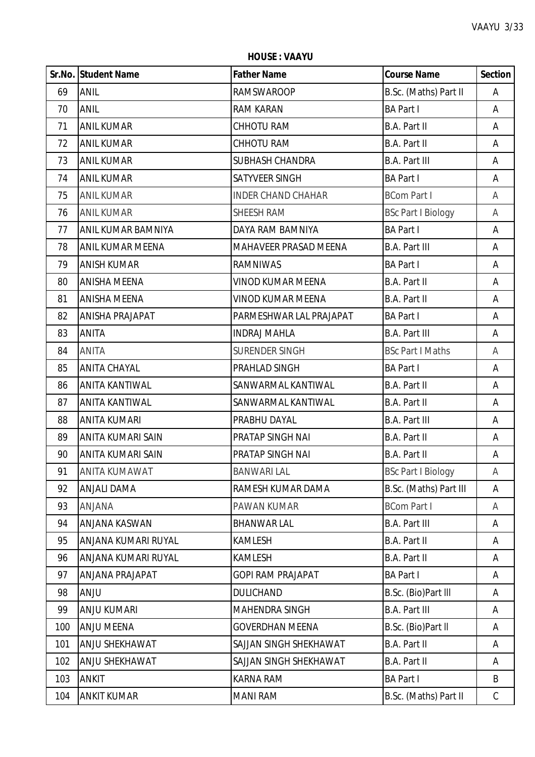**HOUSE : VAAYU**

| Sr.No. | Student Name | Father Name | Course Name | Section |
|---|---|---|---|---|
| 69 | ANIL | RAMSWAROOP | B.Sc. (Maths) Part II | A |
| 70 | ANIL | RAM KARAN | BA Part I | A |
| 71 | ANIL KUMAR | CHHOTU RAM | B.A. Part II | A |
| 72 | ANIL KUMAR | CHHOTU RAM | B.A. Part II | A |
| 73 | ANIL KUMAR | SUBHASH CHANDRA | B.A. Part III | A |
| 74 | ANIL KUMAR | SATYVEER SINGH | BA Part I | A |
| 75 | ANIL KUMAR | INDER CHAND CHAHAR | BCom Part I | A |
| 76 | ANIL KUMAR | SHEESH RAM | BSc Part I Biology | A |
| 77 | ANIL KUMAR BAMNIYA | DAYA RAM BAMNIYA | BA Part I | A |
| 78 | ANIL KUMAR MEENA | MAHAVEER PRASAD MEENA | B.A. Part III | A |
| 79 | ANISH KUMAR | RAMNIWAS | BA Part I | A |
| 80 | ANISHA MEENA | VINOD KUMAR MEENA | B.A. Part II | A |
| 81 | ANISHA MEENA | VINOD KUMAR MEENA | B.A. Part II | A |
| 82 | ANISHA PRAJAPAT | PARMESHWAR LAL PRAJAPAT | BA Part I | A |
| 83 | ANITA | INDRAJ MAHLA | B.A. Part III | A |
| 84 | ANITA | SURENDER SINGH | BSc Part I Maths | A |
| 85 | ANITA CHAYAL | PRAHLAD SINGH | BA Part I | A |
| 86 | ANITA KANTIWAL | SANWARMAL KANTIWAL | B.A. Part II | A |
| 87 | ANITA KANTIWAL | SANWARMAL KANTIWAL | B.A. Part II | A |
| 88 | ANITA KUMARI | PRABHU DAYAL | B.A. Part III | A |
| 89 | ANITA KUMARI SAIN | PRATAP SINGH NAI | B.A. Part II | A |
| 90 | ANITA KUMARI SAIN | PRATAP SINGH NAI | B.A. Part II | A |
| 91 | ANITA KUMAWAT | BANWARI LAL | BSc Part I Biology | A |
| 92 | ANJALI DAMA | RAMESH KUMAR DAMA | B.Sc. (Maths) Part III | A |
| 93 | ANJANA | PAWAN KUMAR | BCom Part I | A |
| 94 | ANJANA KASWAN | BHANWAR LAL | B.A. Part III | A |
| 95 | ANJANA KUMARI RUYAL | KAMLESH | B.A. Part II | A |
| 96 | ANJANA KUMARI RUYAL | KAMLESH | B.A. Part II | A |
| 97 | ANJANA PRAJAPAT | GOPI RAM PRAJAPAT | BA Part I | A |
| 98 | ANJU | DULICHAND | B.Sc. (Bio)Part lll | A |
| 99 | ANJU KUMARI | MAHENDRA SINGH | B.A. Part III | A |
| 100 | ANJU MEENA | GOVERDHAN MEENA | B.Sc. (Bio)Part ll | A |
| 101 | ANJU SHEKHAWAT | SAJJAN SINGH SHEKHAWAT | B.A. Part II | A |
| 102 | ANJU SHEKHAWAT | SAJJAN SINGH SHEKHAWAT | B.A. Part II | A |
| 103 | ANKIT | KARNA RAM | BA Part I | B |
| 104 | ANKIT KUMAR | MANI RAM | B.Sc. (Maths) Part II | C |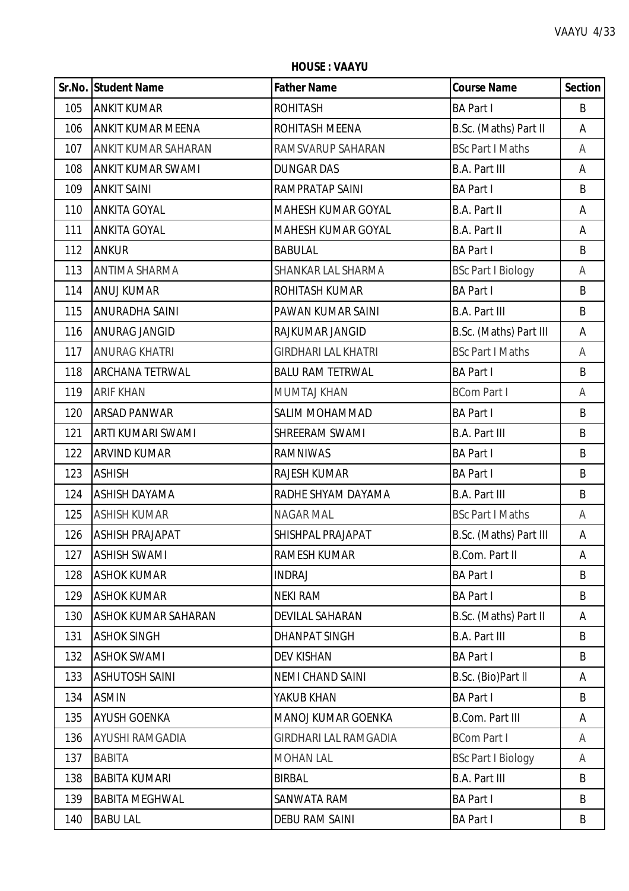**HOUSE : VAAYU**

| Sr.No. | Student Name | Father Name | Course Name | Section |
|---|---|---|---|---|
| 105 | ANKIT KUMAR | ROHITASH | BA Part I | B |
| 106 | ANKIT KUMAR MEENA | ROHITASH MEENA | B.Sc. (Maths) Part II | A |
| 107 | ANKIT KUMAR SAHARAN | RAMSVARUP SAHARAN | BSc Part I Maths | A |
| 108 | ANKIT KUMAR SWAMI | DUNGAR DAS | B.A. Part III | A |
| 109 | ANKIT SAINI | RAMPRATAP SAINI | BA Part I | B |
| 110 | ANKITA GOYAL | MAHESH KUMAR GOYAL | B.A. Part II | A |
| 111 | ANKITA GOYAL | MAHESH KUMAR GOYAL | B.A. Part II | A |
| 112 | ANKUR | BABULAL | BA Part I | B |
| 113 | ANTIMA SHARMA | SHANKAR LAL SHARMA | BSc Part I Biology | A |
| 114 | ANUJ KUMAR | ROHITASH KUMAR | BA Part I | B |
| 115 | ANURADHA SAINI | PAWAN KUMAR SAINI | B.A. Part III | B |
| 116 | ANURAG JANGID | RAJKUMAR JANGID | B.Sc. (Maths) Part III | A |
| 117 | ANURAG KHATRI | GIRDHARI LAL KHATRI | BSc Part I Maths | A |
| 118 | ARCHANA TETRWAL | BALU RAM TETRWAL | BA Part I | B |
| 119 | ARIF KHAN | MUMTAJ KHAN | BCom Part I | A |
| 120 | ARSAD PANWAR | SALIM MOHAMMAD | BA Part I | B |
| 121 | ARTI KUMARI SWAMI | SHREERAM SWAMI | B.A. Part III | B |
| 122 | ARVIND KUMAR | RAMNIWAS | BA Part I | B |
| 123 | ASHISH | RAJESH KUMAR | BA Part I | B |
| 124 | ASHISH DAYAMA | RADHE SHYAM DAYAMA | B.A. Part III | B |
| 125 | ASHISH KUMAR | NAGAR MAL | BSc Part I Maths | A |
| 126 | ASHISH PRAJAPAT | SHISHPAL PRAJAPAT | B.Sc. (Maths) Part III | A |
| 127 | ASHISH SWAMI | RAMESH KUMAR | B.Com. Part II | A |
| 128 | ASHOK KUMAR | INDRAJ | BA Part I | B |
| 129 | ASHOK KUMAR | NEKI RAM | BA Part I | B |
| 130 | ASHOK KUMAR SAHARAN | DEVILAL SAHARAN | B.Sc. (Maths) Part II | A |
| 131 | ASHOK SINGH | DHANPAT SINGH | B.A. Part III | B |
| 132 | ASHOK SWAMI | DEV KISHAN | BA Part I | B |
| 133 | ASHUTOSH SAINI | NEMI CHAND SAINI | B.Sc. (Bio)Part II | A |
| 134 | ASMIN | YAKUB KHAN | BA Part I | B |
| 135 | AYUSH GOENKA | MANOJ KUMAR GOENKA | B.Com. Part III | A |
| 136 | AYUSHI RAMGADIA | GIRDHARI LAL RAMGADIA | BCom Part I | A |
| 137 | BABITA | MOHAN LAL | BSc Part I Biology | A |
| 138 | BABITA KUMARI | BIRBAL | B.A. Part III | B |
| 139 | BABITA MEGHWAL | SANWATA RAM | BA Part I | B |
| 140 | BABU LAL | DEBU RAM SAINI | BA Part I | B |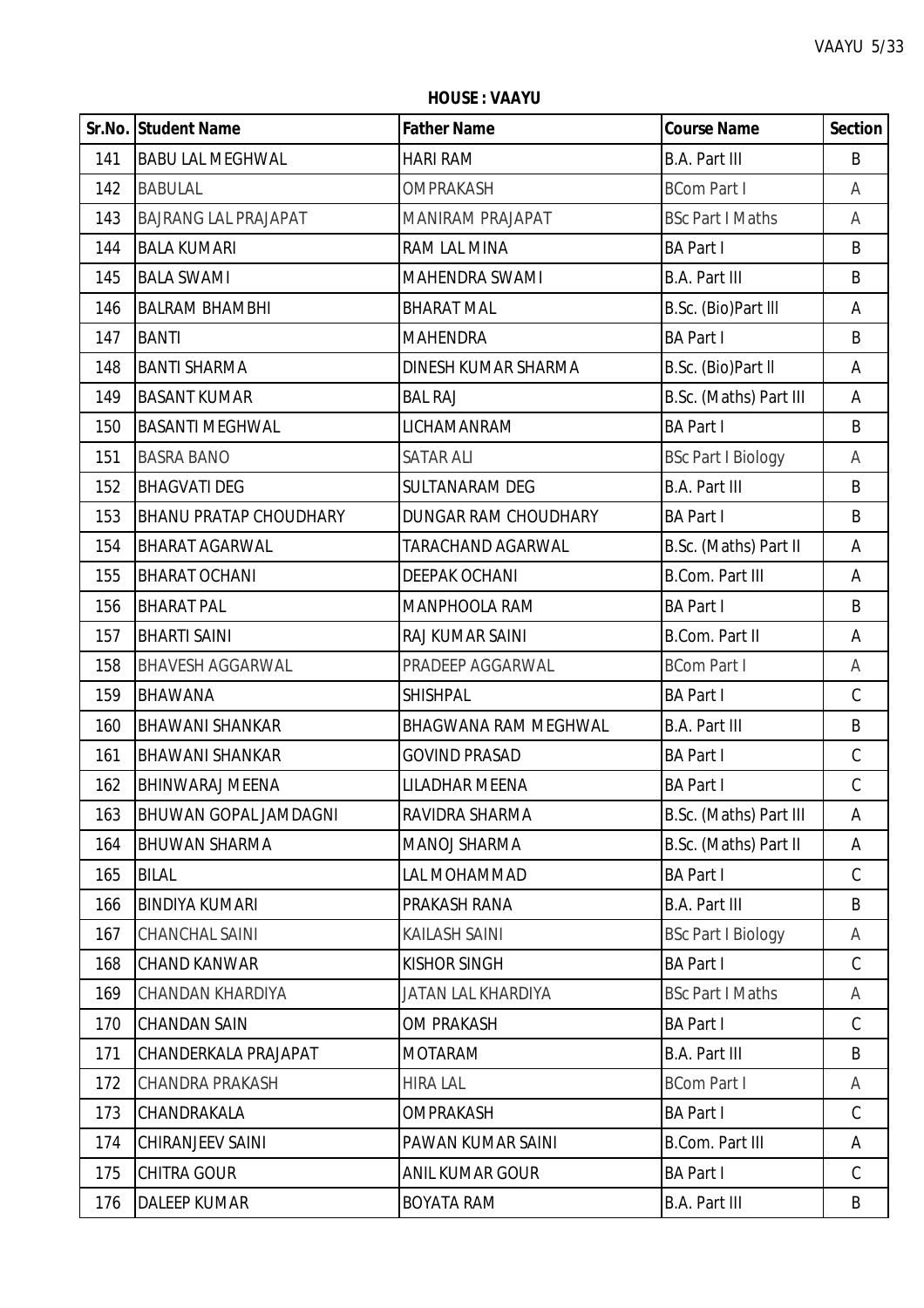**HOUSE : VAAYU**

| Sr.No. | Student Name | Father Name | Course Name | Section |
|---|---|---|---|---|
| 141 | BABU LAL MEGHWAL | HARI RAM | B.A. Part III | B |
| 142 | BABULAL | OMPRAKASH | BCom Part I | A |
| 143 | BAJRANG LAL PRAJAPAT | MANIRAM PRAJAPAT | BSc Part I Maths | A |
| 144 | BALA KUMARI | RAM LAL MINA | BA Part I | B |
| 145 | BALA SWAMI | MAHENDRA SWAMI | B.A. Part III | B |
| 146 | BALRAM BHAMBHI | BHARAT MAL | B.Sc. (Bio)Part III | A |
| 147 | BANTI | MAHENDRA | BA Part I | B |
| 148 | BANTI SHARMA | DINESH KUMAR SHARMA | B.Sc. (Bio)Part II | A |
| 149 | BASANT KUMAR | BAL RAJ | B.Sc. (Maths) Part III | A |
| 150 | BASANTI MEGHWAL | LICHAMANRAM | BA Part I | B |
| 151 | BASRA BANO | SATAR ALI | BSc Part I Biology | A |
| 152 | BHAGVATI DEG | SULTANARAM DEG | B.A. Part III | B |
| 153 | BHANU PRATAP CHOUDHARY | DUNGAR RAM CHOUDHARY | BA Part I | B |
| 154 | BHARAT AGARWAL | TARACHAND AGARWAL | B.Sc. (Maths) Part II | A |
| 155 | BHARAT OCHANI | DEEPAK OCHANI | B.Com. Part III | A |
| 156 | BHARAT PAL | MANPHOOLA RAM | BA Part I | B |
| 157 | BHARTI SAINI | RAJ KUMAR SAINI | B.Com. Part II | A |
| 158 | BHAVESH AGGARWAL | PRADEEP AGGARWAL | BCom Part I | A |
| 159 | BHAWANA | SHISHPAL | BA Part I | C |
| 160 | BHAWANI SHANKAR | BHAGWANA RAM MEGHWAL | B.A. Part III | B |
| 161 | BHAWANI SHANKAR | GOVIND PRASAD | BA Part I | C |
| 162 | BHINWARAJ MEENA | LILADHAR MEENA | BA Part I | C |
| 163 | BHUWAN GOPAL JAMDAGNI | RAVIDRA SHARMA | B.Sc. (Maths) Part III | A |
| 164 | BHUWAN SHARMA | MANOJ SHARMA | B.Sc. (Maths) Part II | A |
| 165 | BILAL | LAL MOHAMMAD | BA Part I | C |
| 166 | BINDIYA KUMARI | PRAKASH RANA | B.A. Part III | B |
| 167 | CHANCHAL SAINI | KAILASH SAINI | BSc Part I Biology | A |
| 168 | CHAND KANWAR | KISHOR SINGH | BA Part I | C |
| 169 | CHANDAN KHARDIYA | JATAN LAL KHARDIYA | BSc Part I Maths | A |
| 170 | CHANDAN SAIN | OM PRAKASH | BA Part I | C |
| 171 | CHANDERKALA PRAJAPAT | MOTARAM | B.A. Part III | B |
| 172 | CHANDRA PRAKASH | HIRA LAL | BCom Part I | A |
| 173 | CHANDRAKALA | OMPRAKASH | BA Part I | C |
| 174 | CHIRANJEEV SAINI | PAWAN KUMAR SAINI | B.Com. Part III | A |
| 175 | CHITRA GOUR | ANIL KUMAR GOUR | BA Part I | C |
| 176 | DALEEP KUMAR | BOYATA RAM | B.A. Part III | B |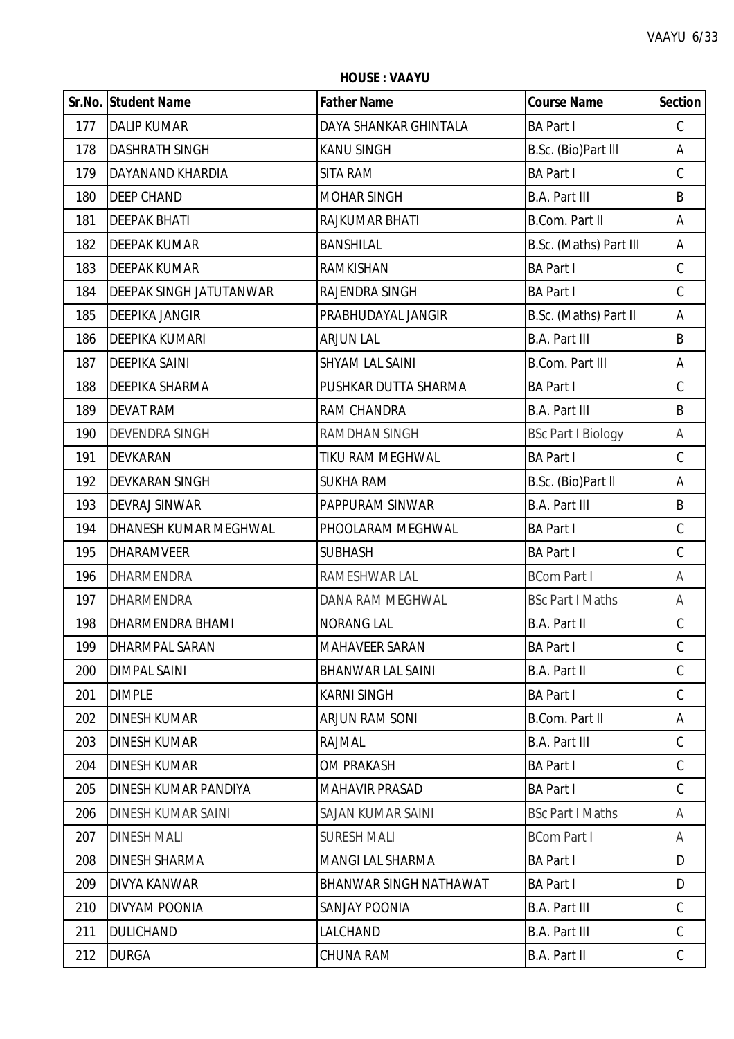**HOUSE : VAAYU**

| Sr.No. | Student Name | Father Name | Course Name | Section |
|---|---|---|---|---|
| 177 | DALIP KUMAR | DAYA SHANKAR GHINTALA | BA Part I | C |
| 178 | DASHRATH SINGH | KANU SINGH | B.Sc. (Bio)Part lll | A |
| 179 | DAYANAND KHARDIA | SITA RAM | BA Part I | C |
| 180 | DEEP CHAND | MOHAR SINGH | B.A. Part III | B |
| 181 | DEEPAK BHATI | RAJKUMAR BHATI | B.Com. Part II | A |
| 182 | DEEPAK KUMAR | BANSHILAL | B.Sc. (Maths) Part III | A |
| 183 | DEEPAK KUMAR | RAMKISHAN | BA Part I | C |
| 184 | DEEPAK SINGH JATUTANWAR | RAJENDRA SINGH | BA Part I | C |
| 185 | DEEPIKA JANGIR | PRABHUDAYAL JANGIR | B.Sc. (Maths) Part II | A |
| 186 | DEEPIKA KUMARI | ARJUN LAL | B.A. Part III | B |
| 187 | DEEPIKA SAINI | SHYAM LAL SAINI | B.Com. Part III | A |
| 188 | DEEPIKA SHARMA | PUSHKAR DUTTA SHARMA | BA Part I | C |
| 189 | DEVAT RAM | RAM CHANDRA | B.A. Part III | B |
| 190 | DEVENDRA SINGH | RAMDHAN SINGH | BSc Part I Biology | A |
| 191 | DEVKARAN | TIKU RAM MEGHWAL | BA Part I | C |
| 192 | DEVKARAN SINGH | SUKHA RAM | B.Sc. (Bio)Part ll | A |
| 193 | DEVRAJ SINWAR | PAPPURAM SINWAR | B.A. Part III | B |
| 194 | DHANESH KUMAR MEGHWAL | PHOOLARAM MEGHWAL | BA Part I | C |
| 195 | DHARAMVEER | SUBHASH | BA Part I | C |
| 196 | DHARMENDRA | RAMESHWAR LAL | BCom Part I | A |
| 197 | DHARMENDRA | DANA RAM MEGHWAL | BSc Part I Maths | A |
| 198 | DHARMENDRA BHAMI | NORANG LAL | B.A. Part II | C |
| 199 | DHARMPAL SARAN | MAHAVEER SARAN | BA Part I | C |
| 200 | DIMPAL SAINI | BHANWAR LAL SAINI | B.A. Part II | C |
| 201 | DIMPLE | KARNI SINGH | BA Part I | C |
| 202 | DINESH KUMAR | ARJUN RAM SONI | B.Com. Part II | A |
| 203 | DINESH KUMAR | RAJMAL | B.A. Part III | C |
| 204 | DINESH KUMAR | OM PRAKASH | BA Part I | C |
| 205 | DINESH KUMAR PANDIYA | MAHAVIR PRASAD | BA Part I | C |
| 206 | DINESH KUMAR SAINI | SAJAN KUMAR SAINI | BSc Part I Maths | A |
| 207 | DINESH MALI | SURESH MALI | BCom Part I | A |
| 208 | DINESH SHARMA | MANGI LAL SHARMA | BA Part I | D |
| 209 | DIVYA KANWAR | BHANWAR SINGH NATHAWAT | BA Part I | D |
| 210 | DIVYAM POONIA | SANJAY POONIA | B.A. Part III | C |
| 211 | DULICHAND | LALCHAND | B.A. Part III | C |
| 212 | DURGA | CHUNA RAM | B.A. Part II | C |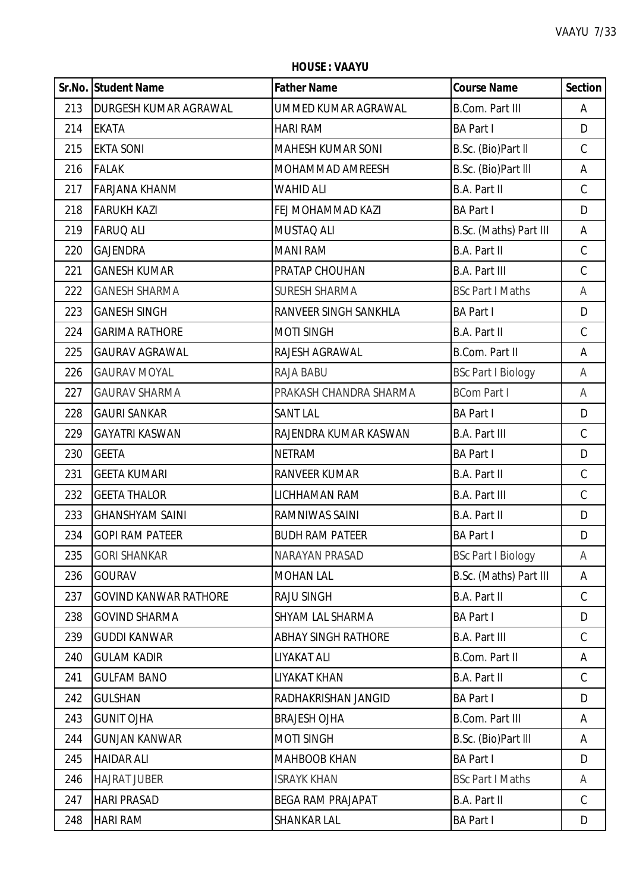**HOUSE : VAAYU**

| Sr.No. | Student Name | Father Name | Course Name | Section |
|---|---|---|---|---|
| 213 | DURGESH KUMAR AGRAWAL | UMMED KUMAR AGRAWAL | B.Com. Part III | A |
| 214 | EKATA | HARI RAM | BA Part I | D |
| 215 | EKTA SONI | MAHESH KUMAR SONI | B.Sc. (Bio)Part II | C |
| 216 | FALAK | MOHAMMAD AMREESH | B.Sc. (Bio)Part III | A |
| 217 | FARJANA KHANM | WAHID ALI | B.A. Part II | C |
| 218 | FARUKH KAZI | FEJ MOHAMMAD KAZI | BA Part I | D |
| 219 | FARUQ ALI | MUSTAQ ALI | B.Sc. (Maths) Part III | A |
| 220 | GAJENDRA | MANI RAM | B.A. Part II | C |
| 221 | GANESH KUMAR | PRATAP CHOUHAN | B.A. Part III | C |
| 222 | GANESH SHARMA | SURESH SHARMA | BSc Part I Maths | A |
| 223 | GANESH SINGH | RANVEER SINGH SANKHLA | BA Part I | D |
| 224 | GARIMA RATHORE | MOTI SINGH | B.A. Part II | C |
| 225 | GAURAV AGRAWAL | RAJESH AGRAWAL | B.Com. Part II | A |
| 226 | GAURAV MOYAL | RAJA BABU | BSc Part I Biology | A |
| 227 | GAURAV SHARMA | PRAKASH CHANDRA SHARMA | BCom Part I | A |
| 228 | GAURI SANKAR | SANT LAL | BA Part I | D |
| 229 | GAYATRI KASWAN | RAJENDRA KUMAR KASWAN | B.A. Part III | C |
| 230 | GEETA | NETRAM | BA Part I | D |
| 231 | GEETA KUMARI | RANVEER KUMAR | B.A. Part II | C |
| 232 | GEETA THALOR | LICHHAMAN RAM | B.A. Part III | C |
| 233 | GHANSHYAM SAINI | RAMNIWAS SAINI | B.A. Part II | D |
| 234 | GOPI RAM PATEER | BUDH RAM PATEER | BA Part I | D |
| 235 | GORI SHANKAR | NARAYAN PRASAD | BSc Part I Biology | A |
| 236 | GOURAV | MOHAN LAL | B.Sc. (Maths) Part III | A |
| 237 | GOVIND KANWAR RATHORE | RAJU SINGH | B.A. Part II | C |
| 238 | GOVIND SHARMA | SHYAM LAL SHARMA | BA Part I | D |
| 239 | GUDDI KANWAR | ABHAY SINGH RATHORE | B.A. Part III | C |
| 240 | GULAM KADIR | LIYAKAT ALI | B.Com. Part II | A |
| 241 | GULFAM BANO | LIYAKAT KHAN | B.A. Part II | C |
| 242 | GULSHAN | RADHAKRISHAN JANGID | BA Part I | D |
| 243 | GUNIT OJHA | BRAJESH OJHA | B.Com. Part III | A |
| 244 | GUNJAN KANWAR | MOTI SINGH | B.Sc. (Bio)Part III | A |
| 245 | HAIDAR ALI | MAHBOOB KHAN | BA Part I | D |
| 246 | HAJRAT JUBER | ISRAYK KHAN | BSc Part I Maths | A |
| 247 | HARI PRASAD | BEGA RAM PRAJAPAT | B.A. Part II | C |
| 248 | HARI RAM | SHANKAR LAL | BA Part I | D |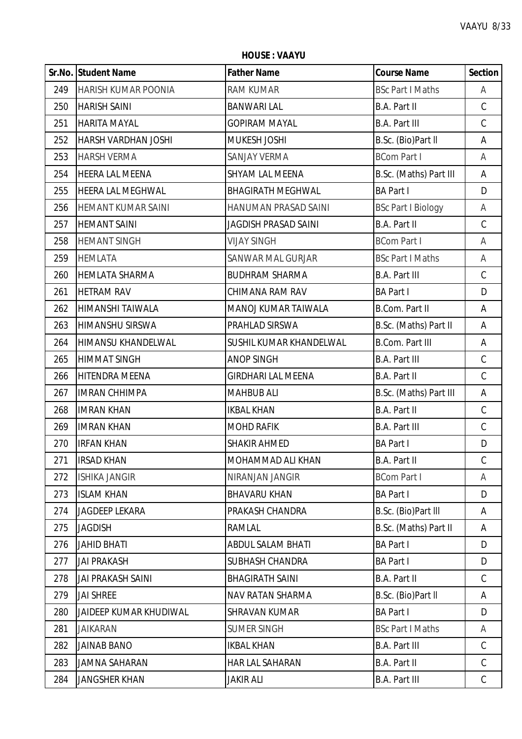**HOUSE : VAAYU**

| Sr.No. | Student Name | Father Name | Course Name | Section |
|---|---|---|---|---|
| 249 | HARISH KUMAR POONIA | RAM KUMAR | BSc Part I Maths | A |
| 250 | HARISH SAINI | BANWARI LAL | B.A. Part II | C |
| 251 | HARITA MAYAL | GOPIRAM MAYAL | B.A. Part III | C |
| 252 | HARSH VARDHAN JOSHI | MUKESH JOSHI | B.Sc. (Bio)Part ll | A |
| 253 | HARSH VERMA | SANJAY VERMA | BCom Part I | A |
| 254 | HEERA LAL MEENA | SHYAM LAL MEENA | B.Sc. (Maths) Part III | A |
| 255 | HEERA LAL MEGHWAL | BHAGIRATH MEGHWAL | BA Part I | D |
| 256 | HEMANT KUMAR SAINI | HANUMAN PRASAD SAINI | BSc Part I Biology | A |
| 257 | HEMANT SAINI | JAGDISH PRASAD SAINI | B.A. Part II | C |
| 258 | HEMANT SINGH | VIJAY SINGH | BCom Part I | A |
| 259 | HEMLATA | SANWAR MAL GURJAR | BSc Part I Maths | A |
| 260 | HEMLATA SHARMA | BUDHRAM SHARMA | B.A. Part III | C |
| 261 | HETRAM RAV | CHIMANA RAM RAV | BA Part I | D |
| 262 | HIMANSHI TAIWALA | MANOJ KUMAR TAIWALA | B.Com. Part II | A |
| 263 | HIMANSHU SIRSWA | PRAHLAD SIRSWA | B.Sc. (Maths) Part II | A |
| 264 | HIMANSU KHANDELWAL | SUSHIL KUMAR KHANDELWAL | B.Com. Part III | A |
| 265 | HIMMAT SINGH | ANOP SINGH | B.A. Part III | C |
| 266 | HITENDRA MEENA | GIRDHARI LAL MEENA | B.A. Part II | C |
| 267 | IMRAN CHHIMPA | MAHBUB ALI | B.Sc. (Maths) Part III | A |
| 268 | IMRAN KHAN | IKBAL KHAN | B.A. Part II | C |
| 269 | IMRAN KHAN | MOHD RAFIK | B.A. Part III | C |
| 270 | IRFAN KHAN | SHAKIR AHMED | BA Part I | D |
| 271 | IRSAD KHAN | MOHAMMAD ALI KHAN | B.A. Part II | C |
| 272 | ISHIKA JANGIR | NIRANJAN JANGIR | BCom Part I | A |
| 273 | ISLAM KHAN | BHAVARU KHAN | BA Part I | D |
| 274 | JAGDEEP LEKARA | PRAKASH CHANDRA | B.Sc. (Bio)Part lll | A |
| 275 | JAGDISH | RAMLAL | B.Sc. (Maths) Part II | A |
| 276 | JAHID BHATI | ABDUL SALAM BHATI | BA Part I | D |
| 277 | JAI PRAKASH | SUBHASH CHANDRA | BA Part I | D |
| 278 | JAI PRAKASH SAINI | BHAGIRATH SAINI | B.A. Part II | C |
| 279 | JAI SHREE | NAV RATAN SHARMA | B.Sc. (Bio)Part ll | A |
| 280 | JAIDEEP KUMAR KHUDIWAL | SHRAVAN KUMAR | BA Part I | D |
| 281 | JAIKARAN | SUMER SINGH | BSc Part I Maths | A |
| 282 | JAINAB BANO | IKBAL KHAN | B.A. Part III | C |
| 283 | JAMNA SAHARAN | HAR LAL SAHARAN | B.A. Part II | C |
| 284 | JANGSHER KHAN | JAKIR ALI | B.A. Part III | C |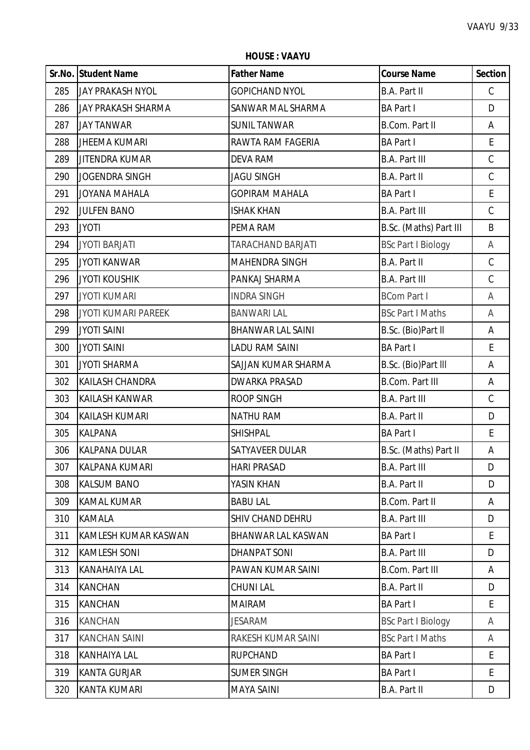**HOUSE : VAAYU**

| Sr.No. | Student Name | Father Name | Course Name | Section |
|---|---|---|---|---|
| 285 | JAY PRAKASH NYOL | GOPICHAND NYOL | B.A. Part II | C |
| 286 | JAY PRAKASH SHARMA | SANWAR MAL SHARMA | BA Part I | D |
| 287 | JAY TANWAR | SUNIL TANWAR | B.Com. Part II | A |
| 288 | JHEEMA KUMARI | RAWTA RAM FAGERIA | BA Part I | E |
| 289 | JITENDRA KUMAR | DEVA RAM | B.A. Part III | C |
| 290 | JOGENDRA SINGH | JAGU SINGH | B.A. Part II | C |
| 291 | JOYANA MAHALA | GOPIRAM MAHALA | BA Part I | E |
| 292 | JULFEN BANO | ISHAK KHAN | B.A. Part III | C |
| 293 | JYOTI | PEMA RAM | B.Sc. (Maths) Part III | B |
| 294 | JYOTI BARJATI | TARACHAND BARJATI | BSc Part I Biology | A |
| 295 | JYOTI KANWAR | MAHENDRA SINGH | B.A. Part II | C |
| 296 | JYOTI KOUSHIK | PANKAJ SHARMA | B.A. Part III | C |
| 297 | JYOTI KUMARI | INDRA SINGH | BCom Part I | A |
| 298 | JYOTI KUMARI PAREEK | BANWARI LAL | BSc Part I Maths | A |
| 299 | JYOTI SAINI | BHANWAR LAL SAINI | B.Sc. (Bio)Part II | A |
| 300 | JYOTI SAINI | LADU RAM SAINI | BA Part I | E |
| 301 | JYOTI SHARMA | SAJJAN KUMAR SHARMA | B.Sc. (Bio)Part III | A |
| 302 | KAILASH CHANDRA | DWARKA PRASAD | B.Com. Part III | A |
| 303 | KAILASH KANWAR | ROOP SINGH | B.A. Part III | C |
| 304 | KAILASH KUMARI | NATHU RAM | B.A. Part II | D |
| 305 | KALPANA | SHISHPAL | BA Part I | E |
| 306 | KALPANA DULAR | SATYAVEER DULAR | B.Sc. (Maths) Part II | A |
| 307 | KALPANA KUMARI | HARI PRASAD | B.A. Part III | D |
| 308 | KALSUM BANO | YASIN KHAN | B.A. Part II | D |
| 309 | KAMAL KUMAR | BABU LAL | B.Com. Part II | A |
| 310 | KAMALA | SHIV CHAND DEHRU | B.A. Part III | D |
| 311 | KAMLESH KUMAR KASWAN | BHANWAR LAL KASWAN | BA Part I | E |
| 312 | KAMLESH SONI | DHANPAT SONI | B.A. Part III | D |
| 313 | KANAHAIYA LAL | PAWAN KUMAR SAINI | B.Com. Part III | A |
| 314 | KANCHAN | CHUNI LAL | B.A. Part II | D |
| 315 | KANCHAN | MAIRAM | BA Part I | E |
| 316 | KANCHAN | JESARAM | BSc Part I Biology | A |
| 317 | KANCHAN SAINI | RAKESH KUMAR SAINI | BSc Part I Maths | A |
| 318 | KANHAIYA LAL | RUPCHAND | BA Part I | E |
| 319 | KANTA GURJAR | SUMER SINGH | BA Part I | E |
| 320 | KANTA KUMARI | MAYA SAINI | B.A. Part II | D |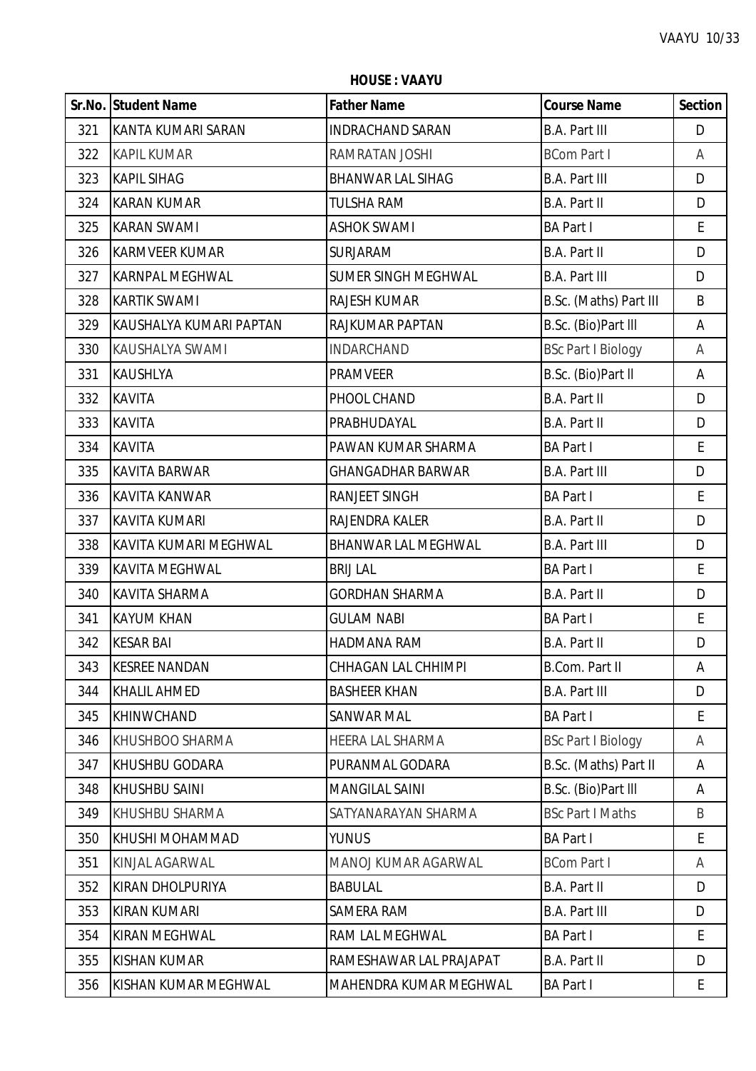**HOUSE : VAAYU**

| Sr.No. | Student Name | Father Name | Course Name | Section |
|---|---|---|---|---|
| 321 | KANTA KUMARI SARAN | INDRACHAND SARAN | B.A. Part III | D |
| 322 | KAPIL KUMAR | RAMRATAN JOSHI | BCom Part I | A |
| 323 | KAPIL SIHAG | BHANWAR LAL SIHAG | B.A. Part III | D |
| 324 | KARAN KUMAR | TULSHA RAM | B.A. Part II | D |
| 325 | KARAN SWAMI | ASHOK SWAMI | BA Part I | E |
| 326 | KARMVEER KUMAR | SURJARAM | B.A. Part II | D |
| 327 | KARNPAL MEGHWAL | SUMER SINGH MEGHWAL | B.A. Part III | D |
| 328 | KARTIK SWAMI | RAJESH KUMAR | B.Sc. (Maths) Part III | B |
| 329 | KAUSHALYA KUMARI PAPTAN | RAJKUMAR PAPTAN | B.Sc. (Bio)Part lll | A |
| 330 | KAUSHALYA SWAMI | INDARCHAND | BSc Part I Biology | A |
| 331 | KAUSHLYA | PRAMVEER | B.Sc. (Bio)Part ll | A |
| 332 | KAVITA | PHOOL CHAND | B.A. Part II | D |
| 333 | KAVITA | PRABHUDAYAL | B.A. Part II | D |
| 334 | KAVITA | PAWAN KUMAR SHARMA | BA Part I | E |
| 335 | KAVITA BARWAR | GHANGADHAR BARWAR | B.A. Part III | D |
| 336 | KAVITA KANWAR | RANJEET SINGH | BA Part I | E |
| 337 | KAVITA KUMARI | RAJENDRA KALER | B.A. Part II | D |
| 338 | KAVITA KUMARI MEGHWAL | BHANWAR LAL MEGHWAL | B.A. Part III | D |
| 339 | KAVITA MEGHWAL | BRIJ LAL | BA Part I | E |
| 340 | KAVITA SHARMA | GORDHAN SHARMA | B.A. Part II | D |
| 341 | KAYUM KHAN | GULAM NABI | BA Part I | E |
| 342 | KESAR BAI | HADMANA RAM | B.A. Part II | D |
| 343 | KESREE NANDAN | CHHAGAN LAL CHHIMPI | B.Com. Part II | A |
| 344 | KHALIL AHMED | BASHEER KHAN | B.A. Part III | D |
| 345 | KHINWCHAND | SANWAR MAL | BA Part I | E |
| 346 | KHUSHBOO SHARMA | HEERA LAL SHARMA | BSc Part I Biology | A |
| 347 | KHUSHBU GODARA | PURANMAL GODARA | B.Sc. (Maths) Part II | A |
| 348 | KHUSHBU SAINI | MANGILAL SAINI | B.Sc. (Bio)Part lll | A |
| 349 | KHUSHBU SHARMA | SATYANARAYAN SHARMA | BSc Part I Maths | B |
| 350 | KHUSHI MOHAMMAD | YUNUS | BA Part I | E |
| 351 | KINJAL AGARWAL | MANOJ KUMAR AGARWAL | BCom Part I | A |
| 352 | KIRAN DHOLPURIYA | BABULAL | B.A. Part II | D |
| 353 | KIRAN KUMARI | SAMERA RAM | B.A. Part III | D |
| 354 | KIRAN MEGHWAL | RAM LAL MEGHWAL | BA Part I | E |
| 355 | KISHAN KUMAR | RAMESHAWAR LAL PRAJAPAT | B.A. Part II | D |
| 356 | KISHAN KUMAR MEGHWAL | MAHENDRA KUMAR MEGHWAL | BA Part I | E |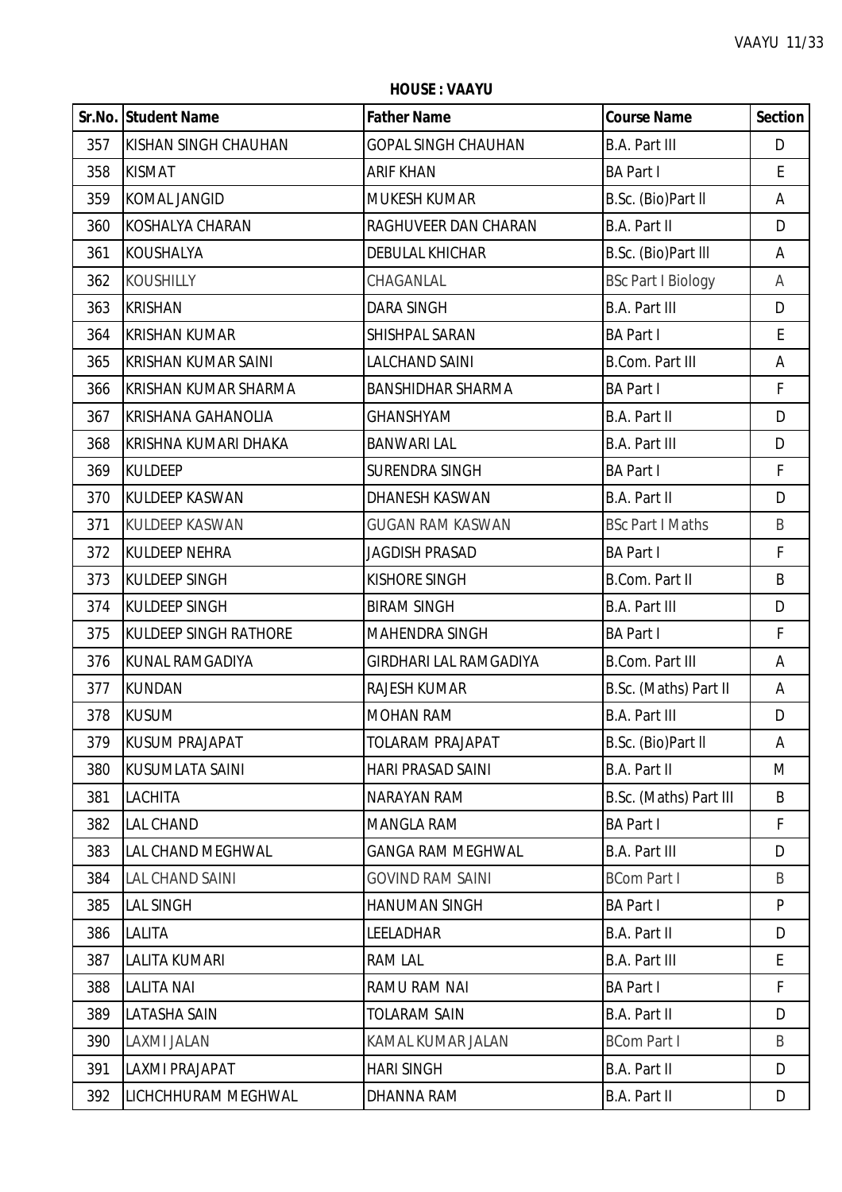**HOUSE : VAAYU**

| Sr.No. | Student Name | Father Name | Course Name | Section |
|---|---|---|---|---|
| 357 | KISHAN SINGH CHAUHAN | GOPAL SINGH CHAUHAN | B.A. Part III | D |
| 358 | KISMAT | ARIF KHAN | BA Part I | E |
| 359 | KOMAL JANGID | MUKESH KUMAR | B.Sc. (Bio)Part II | A |
| 360 | KOSHALYA CHARAN | RAGHUVEER DAN CHARAN | B.A. Part II | D |
| 361 | KOUSHALYA | DEBULAL KHICHAR | B.Sc. (Bio)Part III | A |
| 362 | KOUSHILLY | CHAGANLAL | BSc Part I Biology | A |
| 363 | KRISHAN | DARA SINGH | B.A. Part III | D |
| 364 | KRISHAN KUMAR | SHISHPAL SARAN | BA Part I | E |
| 365 | KRISHAN KUMAR SAINI | LALCHAND SAINI | B.Com. Part III | A |
| 366 | KRISHAN KUMAR SHARMA | BANSHIDHAR SHARMA | BA Part I | F |
| 367 | KRISHANA GAHANOLIA | GHANSHYAM | B.A. Part II | D |
| 368 | KRISHNA KUMARI DHAKA | BANWARI LAL | B.A. Part III | D |
| 369 | KULDEEP | SURENDRA SINGH | BA Part I | F |
| 370 | KULDEEP KASWAN | DHANESH KASWAN | B.A. Part II | D |
| 371 | KULDEEP KASWAN | GUGAN RAM KASWAN | BSc Part I Maths | B |
| 372 | KULDEEP NEHRA | JAGDISH PRASAD | BA Part I | F |
| 373 | KULDEEP SINGH | KISHORE SINGH | B.Com. Part II | B |
| 374 | KULDEEP SINGH | BIRAM SINGH | B.A. Part III | D |
| 375 | KULDEEP SINGH RATHORE | MAHENDRA SINGH | BA Part I | F |
| 376 | KUNAL RAMGADIYA | GIRDHARI LAL RAMGADIYA | B.Com. Part III | A |
| 377 | KUNDAN | RAJESH KUMAR | B.Sc. (Maths) Part II | A |
| 378 | KUSUM | MOHAN RAM | B.A. Part III | D |
| 379 | KUSUM PRAJAPAT | TOLARAM PRAJAPAT | B.Sc. (Bio)Part II | A |
| 380 | KUSUMLATA SAINI | HARI PRASAD SAINI | B.A. Part II | M |
| 381 | LACHITA | NARAYAN RAM | B.Sc. (Maths) Part III | B |
| 382 | LAL CHAND | MANGLA RAM | BA Part I | F |
| 383 | LAL CHAND MEGHWAL | GANGA RAM MEGHWAL | B.A. Part III | D |
| 384 | LAL CHAND SAINI | GOVIND RAM SAINI | BCom Part I | B |
| 385 | LAL SINGH | HANUMAN SINGH | BA Part I | P |
| 386 | LALITA | LEELADHAR | B.A. Part II | D |
| 387 | LALITA KUMARI | RAM LAL | B.A. Part III | E |
| 388 | LALITA NAI | RAMU RAM NAI | BA Part I | F |
| 389 | LATASHA SAIN | TOLARAM SAIN | B.A. Part II | D |
| 390 | LAXMI JALAN | KAMAL KUMAR JALAN | BCom Part I | B |
| 391 | LAXMI PRAJAPAT | HARI SINGH | B.A. Part II | D |
| 392 | LICHCHHURAM MEGHWAL | DHANNA RAM | B.A. Part II | D |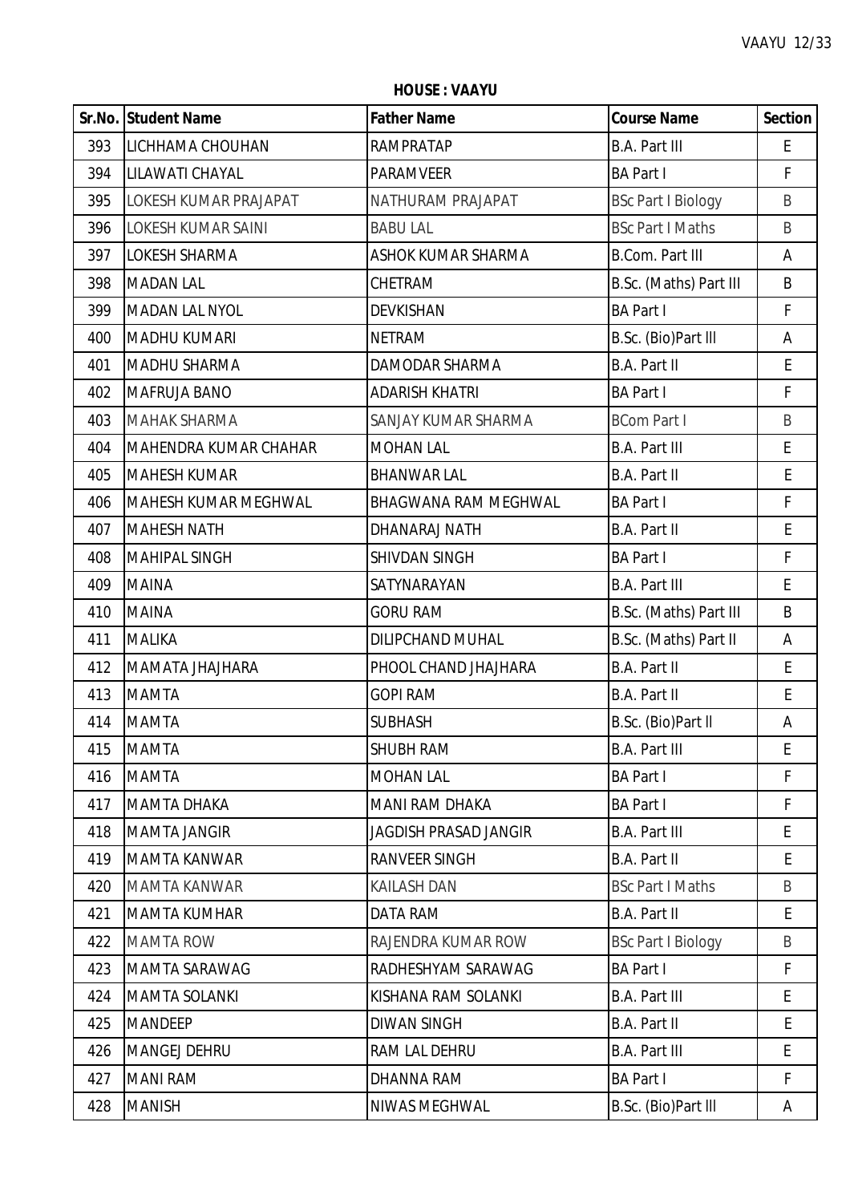**HOUSE : VAAYU**

| Sr.No. | Student Name | Father Name | Course Name | Section |
|---|---|---|---|---|
| 393 | LICHHAMA CHOUHAN | RAMPRATAP | B.A. Part III | E |
| 394 | LILAWATI CHAYAL | PARAMVEER | BA Part I | F |
| 395 | LOKESH KUMAR PRAJAPAT | NATHURAM PRAJAPAT | BSc Part I Biology | B |
| 396 | LOKESH KUMAR SAINI | BABU LAL | BSc Part I Maths | B |
| 397 | LOKESH SHARMA | ASHOK KUMAR SHARMA | B.Com. Part III | A |
| 398 | MADAN LAL | CHETRAM | B.Sc. (Maths) Part III | B |
| 399 | MADAN LAL NYOL | DEVKISHAN | BA Part I | F |
| 400 | MADHU KUMARI | NETRAM | B.Sc. (Bio)Part III | A |
| 401 | MADHU SHARMA | DAMODAR SHARMA | B.A. Part II | E |
| 402 | MAFRUJA BANO | ADARISH KHATRI | BA Part I | F |
| 403 | MAHAK SHARMA | SANJAY KUMAR SHARMA | BCom Part I | B |
| 404 | MAHENDRA KUMAR CHAHAR | MOHAN LAL | B.A. Part III | E |
| 405 | MAHESH KUMAR | BHANWAR LAL | B.A. Part II | E |
| 406 | MAHESH KUMAR MEGHWAL | BHAGWANA RAM MEGHWAL | BA Part I | F |
| 407 | MAHESH NATH | DHANARAJ NATH | B.A. Part II | E |
| 408 | MAHIPAL SINGH | SHIVDAN SINGH | BA Part I | F |
| 409 | MAINA | SATYNARAYAN | B.A. Part III | E |
| 410 | MAINA | GORU RAM | B.Sc. (Maths) Part III | B |
| 411 | MALIKA | DILIPCHAND MUHAL | B.Sc. (Maths) Part II | A |
| 412 | MAMATA JHAJHARA | PHOOL CHAND JHAJHARA | B.A. Part II | E |
| 413 | MAMTA | GOPI RAM | B.A. Part II | E |
| 414 | MAMTA | SUBHASH | B.Sc. (Bio)Part II | A |
| 415 | MAMTA | SHUBH RAM | B.A. Part III | E |
| 416 | MAMTA | MOHAN LAL | BA Part I | F |
| 417 | MAMTA DHAKA | MANI RAM DHAKA | BA Part I | F |
| 418 | MAMTA JANGIR | JAGDISH PRASAD JANGIR | B.A. Part III | E |
| 419 | MAMTA KANWAR | RANVEER SINGH | B.A. Part II | E |
| 420 | MAMTA KANWAR | KAILASH DAN | BSc Part I Maths | B |
| 421 | MAMTA KUMHAR | DATA RAM | B.A. Part II | E |
| 422 | MAMTA ROW | RAJENDRA KUMAR ROW | BSc Part I Biology | B |
| 423 | MAMTA SARAWAG | RADHESHYAM SARAWAG | BA Part I | F |
| 424 | MAMTA SOLANKI | KISHANA RAM SOLANKI | B.A. Part III | E |
| 425 | MANDEEP | DIWAN SINGH | B.A. Part II | E |
| 426 | MANGEJ DEHRU | RAM LAL DEHRU | B.A. Part III | E |
| 427 | MANI RAM | DHANNA RAM | BA Part I | F |
| 428 | MANISH | NIWAS MEGHWAL | B.Sc. (Bio)Part III | A |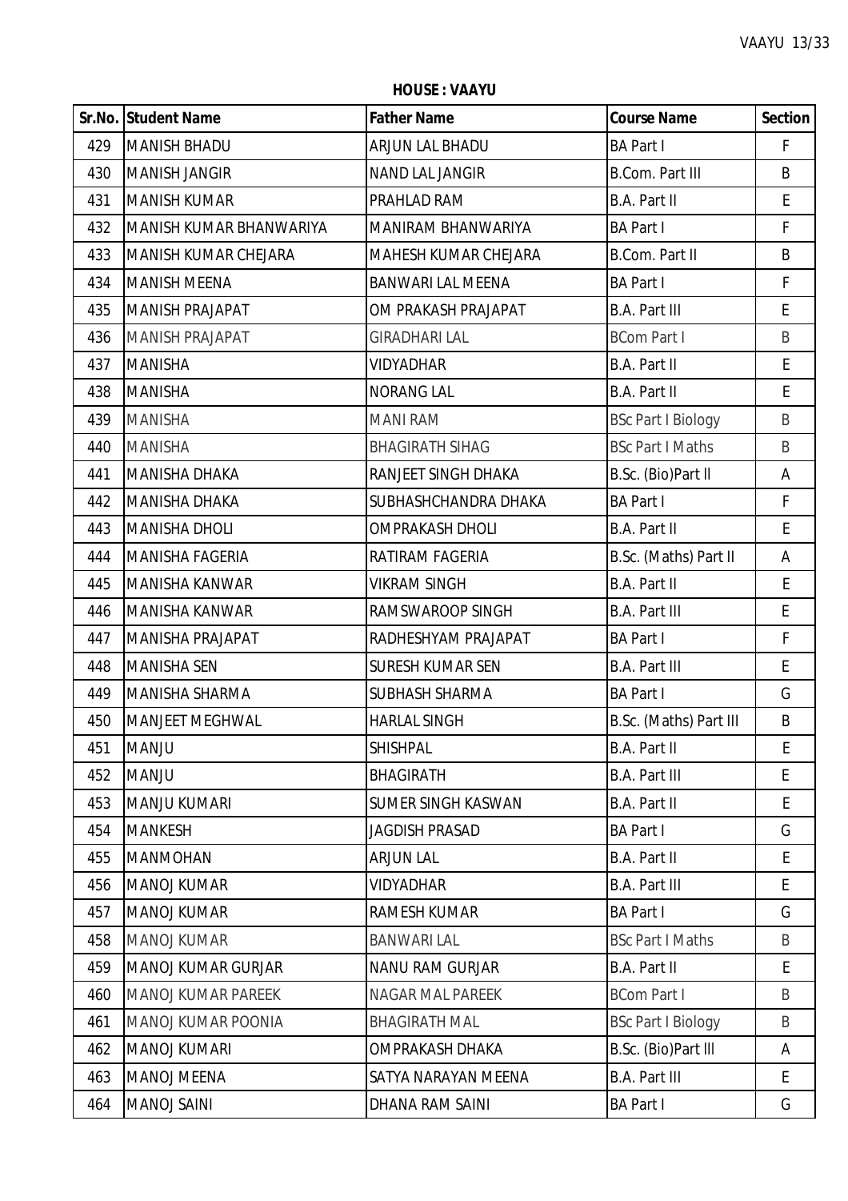**HOUSE : VAAYU**

| Sr.No. | Student Name | Father Name | Course Name | Section |
|---|---|---|---|---|
| 429 | MANISH BHADU | ARJUN LAL BHADU | BA Part I | F |
| 430 | MANISH JANGIR | NAND LAL JANGIR | B.Com. Part III | B |
| 431 | MANISH KUMAR | PRAHLAD RAM | B.A. Part II | E |
| 432 | MANISH KUMAR BHANWARIYA | MANIRAM BHANWARIYA | BA Part I | F |
| 433 | MANISH KUMAR CHEJARA | MAHESH KUMAR CHEJARA | B.Com. Part II | B |
| 434 | MANISH MEENA | BANWARI LAL MEENA | BA Part I | F |
| 435 | MANISH PRAJAPAT | OM PRAKASH PRAJAPAT | B.A. Part III | E |
| 436 | MANISH PRAJAPAT | GIRADHARI LAL | BCom Part I | B |
| 437 | MANISHA | VIDYADHAR | B.A. Part II | E |
| 438 | MANISHA | NORANG LAL | B.A. Part II | E |
| 439 | MANISHA | MANI RAM | BSc Part I Biology | B |
| 440 | MANISHA | BHAGIRATH SIHAG | BSc Part I Maths | B |
| 441 | MANISHA DHAKA | RANJEET SINGH DHAKA | B.Sc. (Bio)Part II | A |
| 442 | MANISHA DHAKA | SUBHASHCHANDRA DHAKA | BA Part I | F |
| 443 | MANISHA DHOLI | OMPRAKASH DHOLI | B.A. Part II | E |
| 444 | MANISHA FAGERIA | RATIRAM FAGERIA | B.Sc. (Maths) Part II | A |
| 445 | MANISHA KANWAR | VIKRAM SINGH | B.A. Part II | E |
| 446 | MANISHA KANWAR | RAMSWAROOP SINGH | B.A. Part III | E |
| 447 | MANISHA PRAJAPAT | RADHESHYAM PRAJAPAT | BA Part I | F |
| 448 | MANISHA SEN | SURESH KUMAR SEN | B.A. Part III | E |
| 449 | MANISHA SHARMA | SUBHASH SHARMA | BA Part I | G |
| 450 | MANJEET MEGHWAL | HARLAL SINGH | B.Sc. (Maths) Part III | B |
| 451 | MANJU | SHISHPAL | B.A. Part II | E |
| 452 | MANJU | BHAGIRATH | B.A. Part III | E |
| 453 | MANJU KUMARI | SUMER SINGH KASWAN | B.A. Part II | E |
| 454 | MANKESH | JAGDISH PRASAD | BA Part I | G |
| 455 | MANMOHAN | ARJUN LAL | B.A. Part II | E |
| 456 | MANOJ KUMAR | VIDYADHAR | B.A. Part III | E |
| 457 | MANOJ KUMAR | RAMESH KUMAR | BA Part I | G |
| 458 | MANOJ KUMAR | BANWARI LAL | BSc Part I Maths | B |
| 459 | MANOJ KUMAR GURJAR | NANU RAM GURJAR | B.A. Part II | E |
| 460 | MANOJ KUMAR PAREEK | NAGAR MAL PAREEK | BCom Part I | B |
| 461 | MANOJ KUMAR POONIA | BHAGIRATH MAL | BSc Part I Biology | B |
| 462 | MANOJ KUMARI | OMPRAKASH DHAKA | B.Sc. (Bio)Part III | A |
| 463 | MANOJ MEENA | SATYA NARAYAN MEENA | B.A. Part III | E |
| 464 | MANOJ SAINI | DHANA RAM SAINI | BA Part I | G |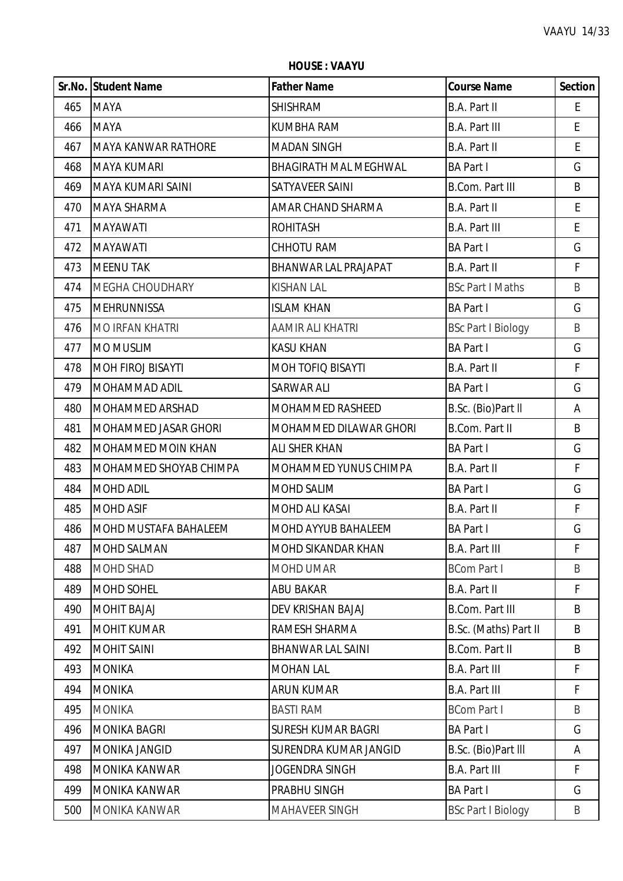**HOUSE : VAAYU**

| Sr.No. | Student Name | Father Name | Course Name | Section |
|---|---|---|---|---|
| 465 | MAYA | SHISHRAM | B.A. Part II | E |
| 466 | MAYA | KUMBHA RAM | B.A. Part III | E |
| 467 | MAYA KANWAR RATHORE | MADAN SINGH | B.A. Part II | E |
| 468 | MAYA KUMARI | BHAGIRATH MAL MEGHWAL | BA Part I | G |
| 469 | MAYA KUMARI SAINI | SATYAVEER SAINI | B.Com. Part III | B |
| 470 | MAYA SHARMA | AMAR CHAND SHARMA | B.A. Part II | E |
| 471 | MAYAWATI | ROHITASH | B.A. Part III | E |
| 472 | MAYAWATI | CHHOTU RAM | BA Part I | G |
| 473 | MEENU TAK | BHANWAR LAL PRAJAPAT | B.A. Part II | F |
| 474 | MEGHA CHOUDHARY | KISHAN LAL | BSc Part I Maths | B |
| 475 | MEHRUNNISSA | ISLAM KHAN | BA Part I | G |
| 476 | MO IRFAN KHATRI | AAMIR ALI KHATRI | BSc Part I Biology | B |
| 477 | MO MUSLIM | KASU KHAN | BA Part I | G |
| 478 | MOH FIROJ BISAYTI | MOH TOFIQ BISAYTI | B.A. Part II | F |
| 479 | MOHAMMAD ADIL | SARWAR ALI | BA Part I | G |
| 480 | MOHAMMED ARSHAD | MOHAMMED RASHEED | B.Sc. (Bio)Part II | A |
| 481 | MOHAMMED JASAR GHORI | MOHAMMED DILAWAR GHORI | B.Com. Part II | B |
| 482 | MOHAMMED MOIN KHAN | ALI SHER KHAN | BA Part I | G |
| 483 | MOHAMMED SHOYAB CHIMPA | MOHAMMED YUNUS CHIMPA | B.A. Part II | F |
| 484 | MOHD ADIL | MOHD SALIM | BA Part I | G |
| 485 | MOHD ASIF | MOHD ALI KASAI | B.A. Part II | F |
| 486 | MOHD MUSTAFA BAHALEEM | MOHD AYYUB BAHALEEM | BA Part I | G |
| 487 | MOHD SALMAN | MOHD SIKANDAR KHAN | B.A. Part III | F |
| 488 | MOHD SHAD | MOHD UMAR | BCom Part I | B |
| 489 | MOHD SOHEL | ABU BAKAR | B.A. Part II | F |
| 490 | MOHIT BAJAJ | DEV KRISHAN BAJAJ | B.Com. Part III | B |
| 491 | MOHIT KUMAR | RAMESH SHARMA | B.Sc. (Maths) Part II | B |
| 492 | MOHIT SAINI | BHANWAR LAL SAINI | B.Com. Part II | B |
| 493 | MONIKA | MOHAN LAL | B.A. Part III | F |
| 494 | MONIKA | ARUN KUMAR | B.A. Part III | F |
| 495 | MONIKA | BASTI RAM | BCom Part I | B |
| 496 | MONIKA BAGRI | SURESH KUMAR BAGRI | BA Part I | G |
| 497 | MONIKA JANGID | SURENDRA KUMAR JANGID | B.Sc. (Bio)Part III | A |
| 498 | MONIKA KANWAR | JOGENDRA SINGH | B.A. Part III | F |
| 499 | MONIKA KANWAR | PRABHU SINGH | BA Part I | G |
| 500 | MONIKA KANWAR | MAHAVEER SINGH | BSc Part I Biology | B |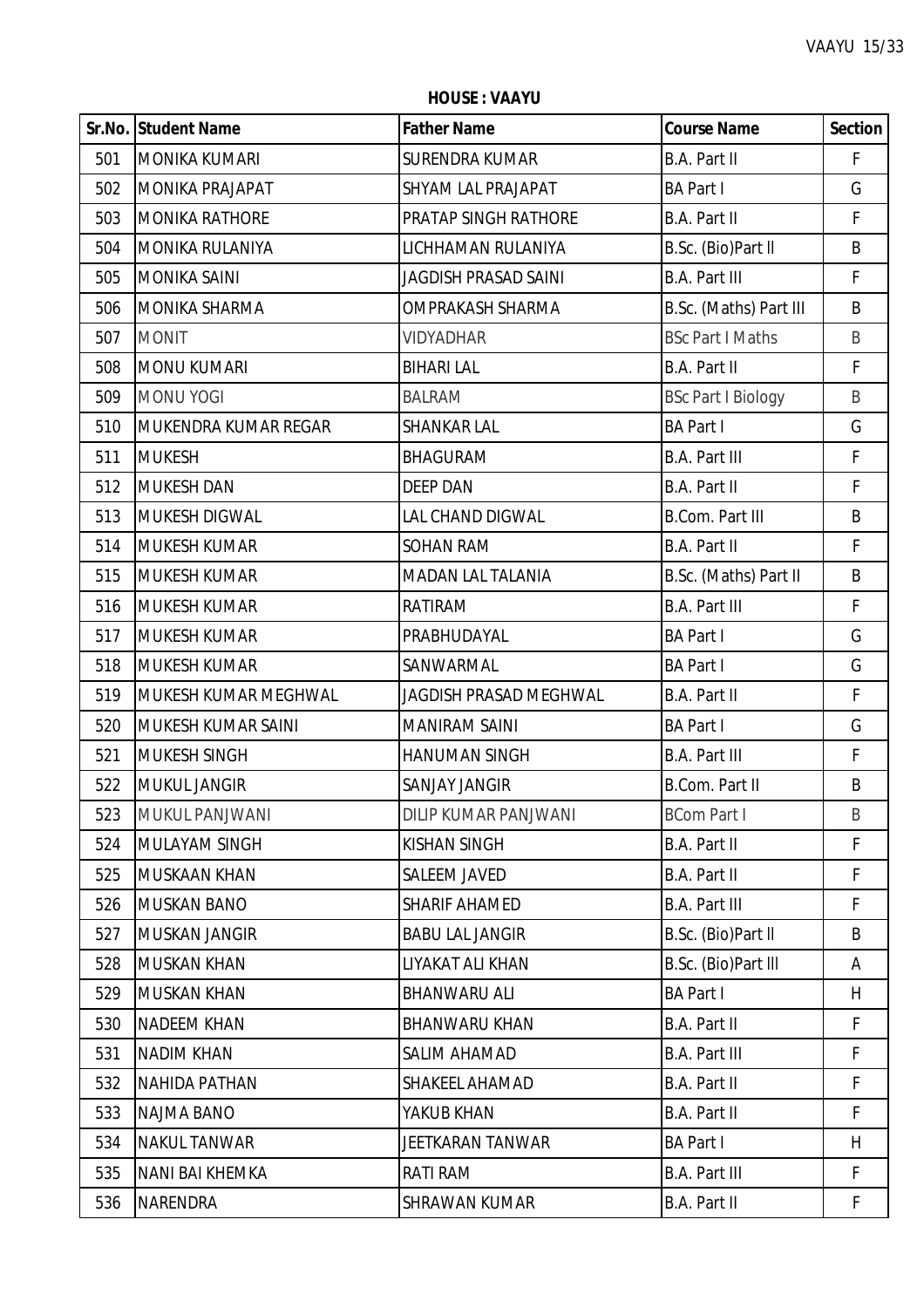**HOUSE : VAAYU**

| Sr.No. | Student Name | Father Name | Course Name | Section |
|---|---|---|---|---|
| 501 | MONIKA KUMARI | SURENDRA KUMAR | B.A. Part II | F |
| 502 | MONIKA PRAJAPAT | SHYAM LAL PRAJAPAT | BA Part I | G |
| 503 | MONIKA RATHORE | PRATAP SINGH RATHORE | B.A. Part II | F |
| 504 | MONIKA RULANIYA | LICHHAMAN RULANIYA | B.Sc. (Bio)Part ll | B |
| 505 | MONIKA SAINI | JAGDISH PRASAD SAINI | B.A. Part III | F |
| 506 | MONIKA SHARMA | OMPRAKASH SHARMA | B.Sc. (Maths) Part III | B |
| 507 | MONIT | VIDYADHAR | BSc Part I Maths | B |
| 508 | MONU KUMARI | BIHARI LAL | B.A. Part II | F |
| 509 | MONU YOGI | BALRAM | BSc Part I Biology | B |
| 510 | MUKENDRA KUMAR REGAR | SHANKAR LAL | BA Part I | G |
| 511 | MUKESH | BHAGURAM | B.A. Part III | F |
| 512 | MUKESH DAN | DEEP DAN | B.A. Part II | F |
| 513 | MUKESH DIGWAL | LAL CHAND DIGWAL | B.Com. Part III | B |
| 514 | MUKESH KUMAR | SOHAN RAM | B.A. Part II | F |
| 515 | MUKESH KUMAR | MADAN LAL TALANIA | B.Sc. (Maths) Part II | B |
| 516 | MUKESH KUMAR | RATIRAM | B.A. Part III | F |
| 517 | MUKESH KUMAR | PRABHUDAYAL | BA Part I | G |
| 518 | MUKESH KUMAR | SANWARMAL | BA Part I | G |
| 519 | MUKESH KUMAR MEGHWAL | JAGDISH PRASAD MEGHWAL | B.A. Part II | F |
| 520 | MUKESH KUMAR SAINI | MANIRAM SAINI | BA Part I | G |
| 521 | MUKESH SINGH | HANUMAN SINGH | B.A. Part III | F |
| 522 | MUKUL JANGIR | SANJAY JANGIR | B.Com. Part II | B |
| 523 | MUKUL PANJWANI | DILIP KUMAR PANJWANI | BCom Part I | B |
| 524 | MULAYAM SINGH | KISHAN SINGH | B.A. Part II | F |
| 525 | MUSKAAN KHAN | SALEEM JAVED | B.A. Part II | F |
| 526 | MUSKAN BANO | SHARIF AHAMED | B.A. Part III | F |
| 527 | MUSKAN JANGIR | BABU LAL JANGIR | B.Sc. (Bio)Part ll | B |
| 528 | MUSKAN KHAN | LIYAKAT ALI KHAN | B.Sc. (Bio)Part lll | A |
| 529 | MUSKAN KHAN | BHANWARU ALI | BA Part I | H |
| 530 | NADEEM KHAN | BHANWARU KHAN | B.A. Part II | F |
| 531 | NADIM KHAN | SALIM AHAMAD | B.A. Part III | F |
| 532 | NAHIDA PATHAN | SHAKEEL AHAMAD | B.A. Part II | F |
| 533 | NAJMA BANO | YAKUB KHAN | B.A. Part II | F |
| 534 | NAKUL TANWAR | JEETKARAN TANWAR | BA Part I | H |
| 535 | NANI BAI KHEMKA | RATI RAM | B.A. Part III | F |
| 536 | NARENDRA | SHRAWAN KUMAR | B.A. Part II | F |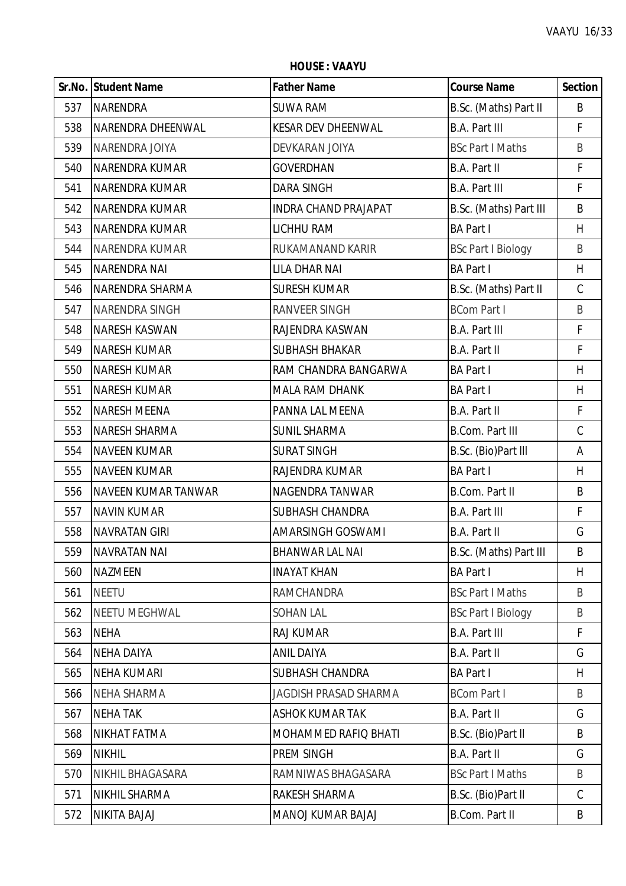**HOUSE : VAAYU**

| Sr.No. | Student Name | Father Name | Course Name | Section |
|---|---|---|---|---|
| 537 | NARENDRA | SUWA RAM | B.Sc. (Maths) Part II | B |
| 538 | NARENDRA DHEENWAL | KESAR DEV DHEENWAL | B.A. Part III | F |
| 539 | NARENDRA JOIYA | DEVKARAN JOIYA | BSc Part I Maths | B |
| 540 | NARENDRA KUMAR | GOVERDHAN | B.A. Part II | F |
| 541 | NARENDRA KUMAR | DARA SINGH | B.A. Part III | F |
| 542 | NARENDRA KUMAR | INDRA CHAND PRAJAPAT | B.Sc. (Maths) Part III | B |
| 543 | NARENDRA KUMAR | LICHHU RAM | BA Part I | H |
| 544 | NARENDRA KUMAR | RUKAMANAND KARIR | BSc Part I Biology | B |
| 545 | NARENDRA NAI | LILA DHAR NAI | BA Part I | H |
| 546 | NARENDRA SHARMA | SURESH KUMAR | B.Sc. (Maths) Part II | C |
| 547 | NARENDRA SINGH | RANVEER SINGH | BCom Part I | B |
| 548 | NARESH KASWAN | RAJENDRA KASWAN | B.A. Part III | F |
| 549 | NARESH KUMAR | SUBHASH BHAKAR | B.A. Part II | F |
| 550 | NARESH KUMAR | RAM CHANDRA BANGARWA | BA Part I | H |
| 551 | NARESH KUMAR | MALA RAM DHANK | BA Part I | H |
| 552 | NARESH MEENA | PANNA LAL MEENA | B.A. Part II | F |
| 553 | NARESH SHARMA | SUNIL SHARMA | B.Com. Part III | C |
| 554 | NAVEEN KUMAR | SURAT SINGH | B.Sc. (Bio)Part lll | A |
| 555 | NAVEEN KUMAR | RAJENDRA KUMAR | BA Part I | H |
| 556 | NAVEEN KUMAR TANWAR | NAGENDRA TANWAR | B.Com. Part II | B |
| 557 | NAVIN KUMAR | SUBHASH CHANDRA | B.A. Part III | F |
| 558 | NAVRATAN GIRI | AMARSINGH GOSWAMI | B.A. Part II | G |
| 559 | NAVRATAN NAI | BHANWAR LAL NAI | B.Sc. (Maths) Part III | B |
| 560 | NAZMEEN | INAYAT KHAN | BA Part I | H |
| 561 | NEETU | RAMCHANDRA | BSc Part I Maths | B |
| 562 | NEETU MEGHWAL | SOHAN LAL | BSc Part I Biology | B |
| 563 | NEHA | RAJ KUMAR | B.A. Part III | F |
| 564 | NEHA DAIYA | ANIL DAIYA | B.A. Part II | G |
| 565 | NEHA KUMARI | SUBHASH CHANDRA | BA Part I | H |
| 566 | NEHA SHARMA | JAGDISH PRASAD SHARMA | BCom Part I | B |
| 567 | NEHA TAK | ASHOK KUMAR TAK | B.A. Part II | G |
| 568 | NIKHAT FATMA | MOHAMMED RAFIQ BHATI | B.Sc. (Bio)Part ll | B |
| 569 | NIKHIL | PREM SINGH | B.A. Part II | G |
| 570 | NIKHIL BHAGASARA | RAMNIWAS BHAGASARA | BSc Part I Maths | B |
| 571 | NIKHIL SHARMA | RAKESH SHARMA | B.Sc. (Bio)Part ll | C |
| 572 | NIKITA BAJAJ | MANOJ KUMAR BAJAJ | B.Com. Part II | B |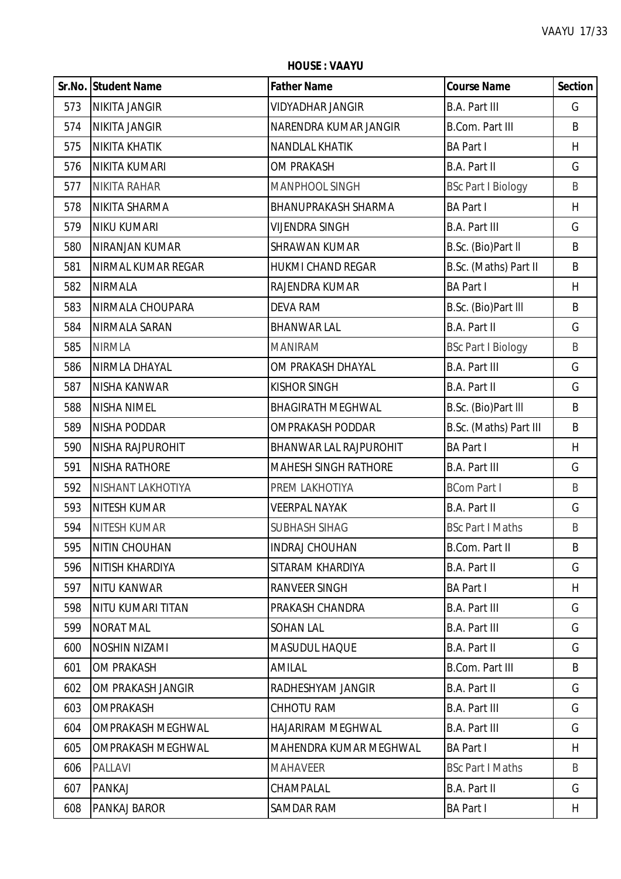**HOUSE : VAAYU**

| Sr.No. | Student Name | Father Name | Course Name | Section |
|---|---|---|---|---|
| 573 | NIKITA JANGIR | VIDYADHAR JANGIR | B.A. Part III | G |
| 574 | NIKITA JANGIR | NARENDRA KUMAR JANGIR | B.Com. Part III | B |
| 575 | NIKITA KHATIK | NANDLAL KHATIK | BA Part I | H |
| 576 | NIKITA KUMARI | OM PRAKASH | B.A. Part II | G |
| 577 | NIKITA RAHAR | MANPHOOL SINGH | BSc Part I Biology | B |
| 578 | NIKITA SHARMA | BHANUPRAKASH SHARMA | BA Part I | H |
| 579 | NIKU KUMARI | VIJENDRA SINGH | B.A. Part III | G |
| 580 | NIRANJAN KUMAR | SHRAWAN KUMAR | B.Sc. (Bio)Part ll | B |
| 581 | NIRMAL KUMAR REGAR | HUKMI CHAND REGAR | B.Sc. (Maths) Part II | B |
| 582 | NIRMALA | RAJENDRA KUMAR | BA Part I | H |
| 583 | NIRMALA CHOUPARA | DEVA RAM | B.Sc. (Bio)Part lll | B |
| 584 | NIRMALA SARAN | BHANWAR LAL | B.A. Part II | G |
| 585 | NIRMLA | MANIRAM | BSc Part I Biology | B |
| 586 | NIRMLA DHAYAL | OM PRAKASH DHAYAL | B.A. Part III | G |
| 587 | NISHA KANWAR | KISHOR SINGH | B.A. Part II | G |
| 588 | NISHA NIMEL | BHAGIRATH MEGHWAL | B.Sc. (Bio)Part lll | B |
| 589 | NISHA PODDAR | OMPRAKASH PODDAR | B.Sc. (Maths) Part III | B |
| 590 | NISHA RAJPUROHIT | BHANWAR LAL RAJPUROHIT | BA Part I | H |
| 591 | NISHA RATHORE | MAHESH SINGH RATHORE | B.A. Part III | G |
| 592 | NISHANT LAKHOTIYA | PREM LAKHOTIYA | BCom Part I | B |
| 593 | NITESH KUMAR | VEERPAL NAYAK | B.A. Part II | G |
| 594 | NITESH KUMAR | SUBHASH SIHAG | BSc Part I Maths | B |
| 595 | NITIN CHOUHAN | INDRAJ CHOUHAN | B.Com. Part II | B |
| 596 | NITISH KHARDIYA | SITARAM KHARDIYA | B.A. Part II | G |
| 597 | NITU KANWAR | RANVEER SINGH | BA Part I | H |
| 598 | NITU KUMARI TITAN | PRAKASH CHANDRA | B.A. Part III | G |
| 599 | NORAT MAL | SOHAN LAL | B.A. Part III | G |
| 600 | NOSHIN NIZAMI | MASUDUL HAQUE | B.A. Part II | G |
| 601 | OM PRAKASH | AMILAL | B.Com. Part III | B |
| 602 | OM PRAKASH JANGIR | RADHESHYAM JANGIR | B.A. Part II | G |
| 603 | OMPRAKASH | CHHOTU RAM | B.A. Part III | G |
| 604 | OMPRAKASH MEGHWAL | HAJARIRAM MEGHWAL | B.A. Part III | G |
| 605 | OMPRAKASH MEGHWAL | MAHENDRA KUMAR MEGHWAL | BA Part I | H |
| 606 | PALLAVI | MAHAVEER | BSc Part I Maths | B |
| 607 | PANKAJ | CHAMPALAL | B.A. Part II | G |
| 608 | PANKAJ BAROR | SAMDAR RAM | BA Part I | H |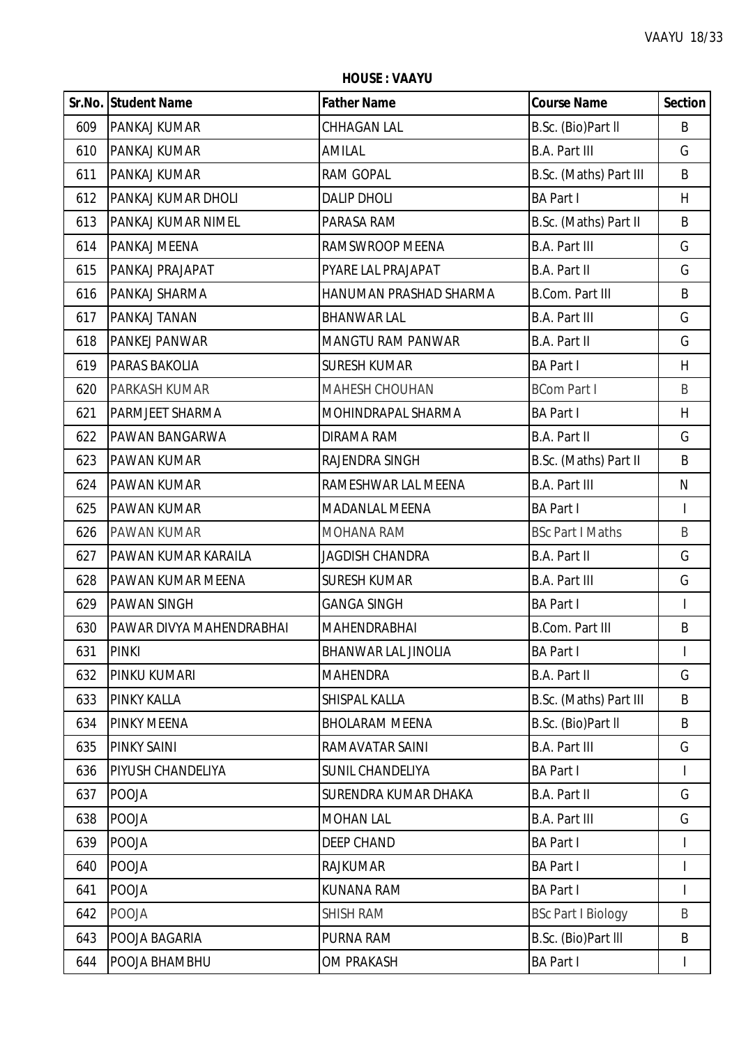**HOUSE : VAAYU**

| Sr.No. | Student Name | Father Name | Course Name | Section |
|---|---|---|---|---|
| 609 | PANKAJ KUMAR | CHHAGAN LAL | B.Sc. (Bio)Part II | B |
| 610 | PANKAJ KUMAR | AMILAL | B.A. Part III | G |
| 611 | PANKAJ KUMAR | RAM GOPAL | B.Sc. (Maths) Part III | B |
| 612 | PANKAJ KUMAR DHOLI | DALIP DHOLI | BA Part I | H |
| 613 | PANKAJ KUMAR NIMEL | PARASA RAM | B.Sc. (Maths) Part II | B |
| 614 | PANKAJ MEENA | RAMSWROOP MEENA | B.A. Part III | G |
| 615 | PANKAJ PRAJAPAT | PYARE LAL PRAJAPAT | B.A. Part II | G |
| 616 | PANKAJ SHARMA | HANUMAN PRASHAD SHARMA | B.Com. Part III | B |
| 617 | PANKAJ TANAN | BHANWAR LAL | B.A. Part III | G |
| 618 | PANKEJ PANWAR | MANGTU RAM PANWAR | B.A. Part II | G |
| 619 | PARAS BAKOLIA | SURESH KUMAR | BA Part I | H |
| 620 | PARKASH KUMAR | MAHESH CHOUHAN | BCom Part I | B |
| 621 | PARMJEET SHARMA | MOHINDRAPAL SHARMA | BA Part I | H |
| 622 | PAWAN BANGARWA | DIRAMA RAM | B.A. Part II | G |
| 623 | PAWAN KUMAR | RAJENDRA SINGH | B.Sc. (Maths) Part II | B |
| 624 | PAWAN KUMAR | RAMESHWAR LAL MEENA | B.A. Part III | N |
| 625 | PAWAN KUMAR | MADANLAL MEENA | BA Part I | I |
| 626 | PAWAN KUMAR | MOHANA RAM | BSc Part I Maths | B |
| 627 | PAWAN KUMAR KARAILA | JAGDISH CHANDRA | B.A. Part II | G |
| 628 | PAWAN KUMAR MEENA | SURESH KUMAR | B.A. Part III | G |
| 629 | PAWAN SINGH | GANGA SINGH | BA Part I | I |
| 630 | PAWAR DIVYA MAHENDRABHAI | MAHENDRABHAI | B.Com. Part III | B |
| 631 | PINKI | BHANWAR LAL JINOLIA | BA Part I | I |
| 632 | PINKU KUMARI | MAHENDRA | B.A. Part II | G |
| 633 | PINKY KALLA | SHISPAL KALLA | B.Sc. (Maths) Part III | B |
| 634 | PINKY MEENA | BHOLARAM MEENA | B.Sc. (Bio)Part II | B |
| 635 | PINKY SAINI | RAMAVATAR SAINI | B.A. Part III | G |
| 636 | PIYUSH CHANDELIYA | SUNIL CHANDELIYA | BA Part I | I |
| 637 | POOJA | SURENDRA KUMAR DHAKA | B.A. Part II | G |
| 638 | POOJA | MOHAN LAL | B.A. Part III | G |
| 639 | POOJA | DEEP CHAND | BA Part I | I |
| 640 | POOJA | RAJKUMAR | BA Part I | I |
| 641 | POOJA | KUNANA RAM | BA Part I | I |
| 642 | POOJA | SHISH RAM | BSc Part I Biology | B |
| 643 | POOJA BAGARIA | PURNA RAM | B.Sc. (Bio)Part III | B |
| 644 | POOJA BHAMBHU | OM PRAKASH | BA Part I | I |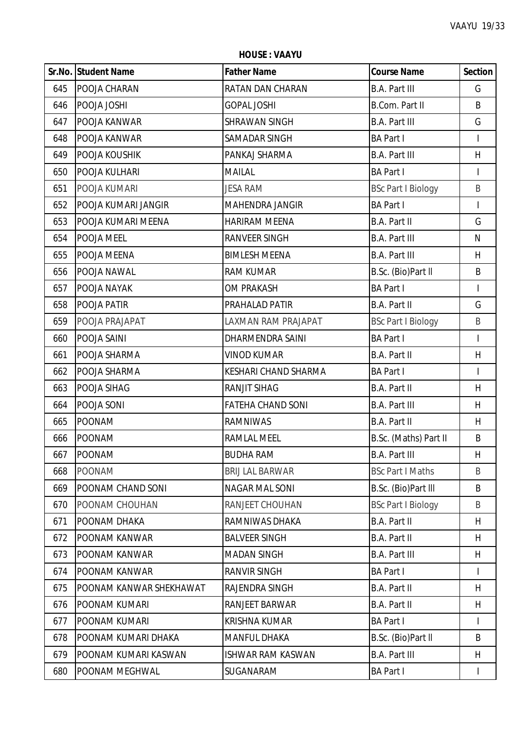**HOUSE : VAAYU**

| Sr.No. | Student Name | Father Name | Course Name | Section |
|---|---|---|---|---|
| 645 | POOJA CHARAN | RATAN DAN CHARAN | B.A. Part III | G |
| 646 | POOJA JOSHI | GOPAL JOSHI | B.Com. Part II | B |
| 647 | POOJA KANWAR | SHRAWAN SINGH | B.A. Part III | G |
| 648 | POOJA KANWAR | SAMADAR SINGH | BA Part I | I |
| 649 | POOJA KOUSHIK | PANKAJ SHARMA | B.A. Part III | H |
| 650 | POOJA KULHARI | MAILAL | BA Part I | I |
| 651 | POOJA KUMARI | JESA RAM | BSc Part I Biology | B |
| 652 | POOJA KUMARI JANGIR | MAHENDRA JANGIR | BA Part I | I |
| 653 | POOJA KUMARI MEENA | HARIRAM MEENA | B.A. Part II | G |
| 654 | POOJA MEEL | RANVEER SINGH | B.A. Part III | N |
| 655 | POOJA MEENA | BIMLESH MEENA | B.A. Part III | H |
| 656 | POOJA NAWAL | RAM KUMAR | B.Sc. (Bio)Part ll | B |
| 657 | POOJA NAYAK | OM PRAKASH | BA Part I | I |
| 658 | POOJA PATIR | PRAHALAD PATIR | B.A. Part II | G |
| 659 | POOJA PRAJAPAT | LAXMAN RAM PRAJAPAT | BSc Part I Biology | B |
| 660 | POOJA SAINI | DHARMENDRA SAINI | BA Part I | I |
| 661 | POOJA SHARMA | VINOD KUMAR | B.A. Part II | H |
| 662 | POOJA SHARMA | KESHARI CHAND SHARMA | BA Part I | I |
| 663 | POOJA SIHAG | RANJIT SIHAG | B.A. Part II | H |
| 664 | POOJA SONI | FATEHA CHAND SONI | B.A. Part III | H |
| 665 | POONAM | RAMNIWAS | B.A. Part II | H |
| 666 | POONAM | RAMLAL MEEL | B.Sc. (Maths) Part II | B |
| 667 | POONAM | BUDHA RAM | B.A. Part III | H |
| 668 | POONAM | BRIJ LAL BARWAR | BSc Part I Maths | B |
| 669 | POONAM CHAND SONI | NAGAR MAL SONI | B.Sc. (Bio)Part lll | B |
| 670 | POONAM CHOUHAN | RANJEET CHOUHAN | BSc Part I Biology | B |
| 671 | POONAM DHAKA | RAMNIWAS DHAKA | B.A. Part II | H |
| 672 | POONAM KANWAR | BALVEER SINGH | B.A. Part II | H |
| 673 | POONAM KANWAR | MADAN SINGH | B.A. Part III | H |
| 674 | POONAM KANWAR | RANVIR SINGH | BA Part I | I |
| 675 | POONAM KANWAR SHEKHAWAT | RAJENDRA SINGH | B.A. Part II | H |
| 676 | POONAM KUMARI | RANJEET BARWAR | B.A. Part II | H |
| 677 | POONAM KUMARI | KRISHNA KUMAR | BA Part I | I |
| 678 | POONAM KUMARI DHAKA | MANFUL DHAKA | B.Sc. (Bio)Part ll | B |
| 679 | POONAM KUMARI KASWAN | ISHWAR RAM KASWAN | B.A. Part III | H |
| 680 | POONAM MEGHWAL | SUGANARAM | BA Part I | I |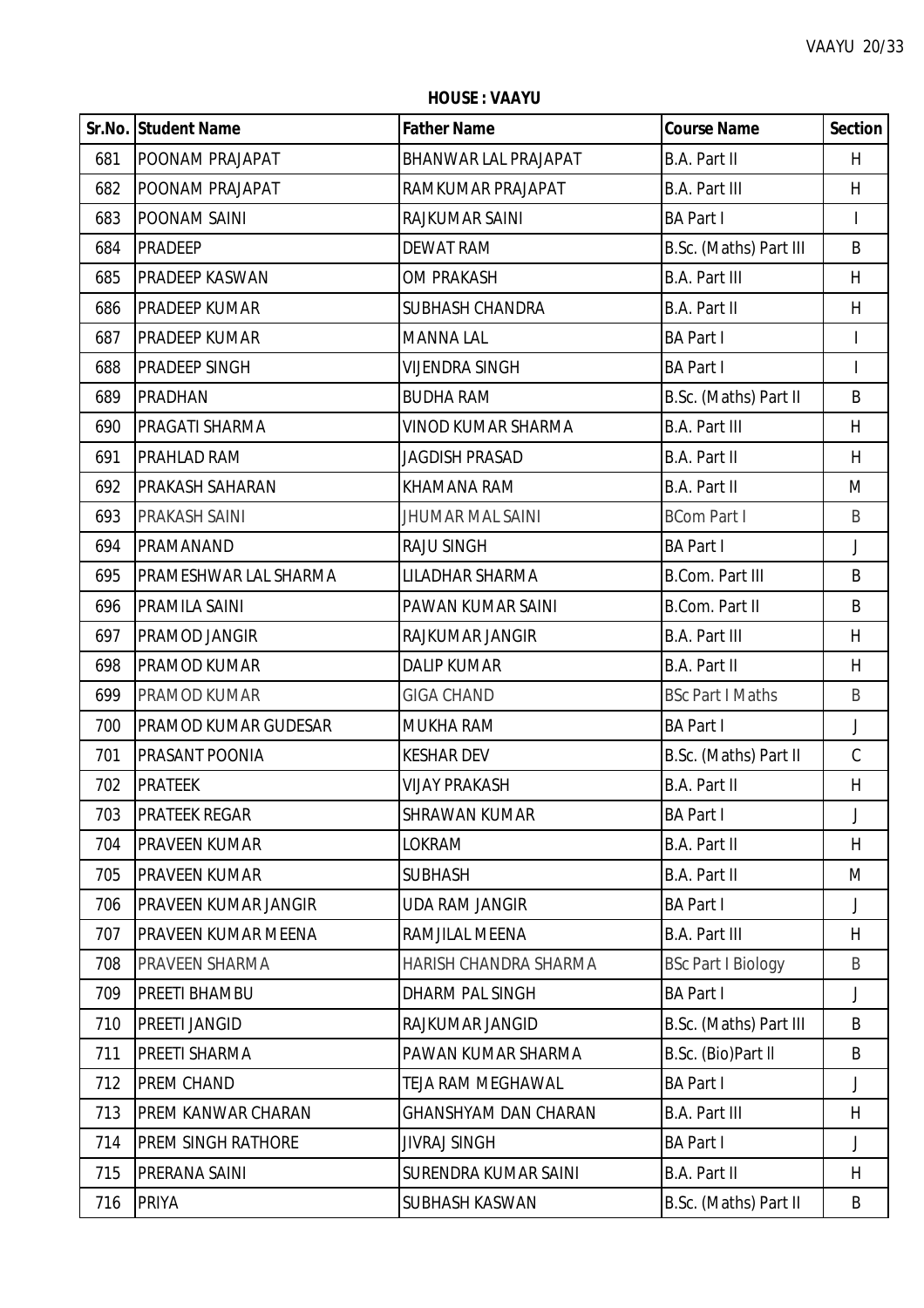**HOUSE : VAAYU**

| Sr.No. | Student Name | Father Name | Course Name | Section |
|---|---|---|---|---|
| 681 | POONAM PRAJAPAT | BHANWAR LAL PRAJAPAT | B.A. Part II | H |
| 682 | POONAM PRAJAPAT | RAMKUMAR PRAJAPAT | B.A. Part III | H |
| 683 | POONAM SAINI | RAJKUMAR SAINI | BA Part I | I |
| 684 | PRADEEP | DEWAT RAM | B.Sc. (Maths) Part III | B |
| 685 | PRADEEP KASWAN | OM PRAKASH | B.A. Part III | H |
| 686 | PRADEEP KUMAR | SUBHASH CHANDRA | B.A. Part II | H |
| 687 | PRADEEP KUMAR | MANNA LAL | BA Part I | I |
| 688 | PRADEEP SINGH | VIJENDRA SINGH | BA Part I | I |
| 689 | PRADHAN | BUDHA RAM | B.Sc. (Maths) Part II | B |
| 690 | PRAGATI SHARMA | VINOD KUMAR SHARMA | B.A. Part III | H |
| 691 | PRAHLAD RAM | JAGDISH PRASAD | B.A. Part II | H |
| 692 | PRAKASH SAHARAN | KHAMANA RAM | B.A. Part II | M |
| 693 | PRAKASH SAINI | JHUMAR MAL SAINI | BCom Part I | B |
| 694 | PRAMANAND | RAJU SINGH | BA Part I | J |
| 695 | PRAMESHWAR LAL SHARMA | LILADHAR SHARMA | B.Com. Part III | B |
| 696 | PRAMILA SAINI | PAWAN KUMAR SAINI | B.Com. Part II | B |
| 697 | PRAMOD JANGIR | RAJKUMAR JANGIR | B.A. Part III | H |
| 698 | PRAMOD KUMAR | DALIP KUMAR | B.A. Part II | H |
| 699 | PRAMOD KUMAR | GIGA CHAND | BSc Part I Maths | B |
| 700 | PRAMOD KUMAR GUDESAR | MUKHA RAM | BA Part I | J |
| 701 | PRASANT POONIA | KESHAR DEV | B.Sc. (Maths) Part II | C |
| 702 | PRATEEK | VIJAY PRAKASH | B.A. Part II | H |
| 703 | PRATEEK REGAR | SHRAWAN KUMAR | BA Part I | J |
| 704 | PRAVEEN KUMAR | LOKRAM | B.A. Part II | H |
| 705 | PRAVEEN KUMAR | SUBHASH | B.A. Part II | M |
| 706 | PRAVEEN KUMAR JANGIR | UDA RAM JANGIR | BA Part I | J |
| 707 | PRAVEEN KUMAR MEENA | RAMJILAL MEENA | B.A. Part III | H |
| 708 | PRAVEEN SHARMA | HARISH CHANDRA SHARMA | BSc Part I Biology | B |
| 709 | PREETI BHAMBU | DHARM PAL SINGH | BA Part I | J |
| 710 | PREETI JANGID | RAJKUMAR JANGID | B.Sc. (Maths) Part III | B |
| 711 | PREETI SHARMA | PAWAN KUMAR SHARMA | B.Sc. (Bio)Part II | B |
| 712 | PREM CHAND | TEJA RAM MEGHAWAL | BA Part I | J |
| 713 | PREM KANWAR CHARAN | GHANSHYAM DAN CHARAN | B.A. Part III | H |
| 714 | PREM SINGH RATHORE | JIVRAJ SINGH | BA Part I | J |
| 715 | PRERANA SAINI | SURENDRA KUMAR SAINI | B.A. Part II | H |
| 716 | PRIYA | SUBHASH KASWAN | B.Sc. (Maths) Part II | B |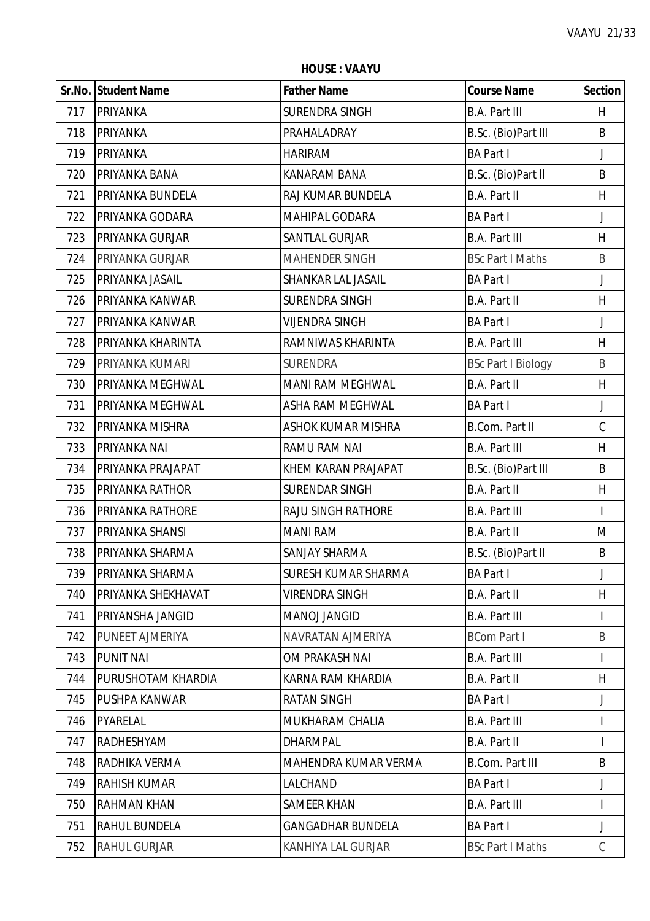**HOUSE : VAAYU**

| Sr.No. | Student Name | Father Name | Course Name | Section |
|---|---|---|---|---|
| 717 | PRIYANKA | SURENDRA SINGH | B.A. Part III | H |
| 718 | PRIYANKA | PRAHALADRAY | B.Sc. (Bio)Part lll | B |
| 719 | PRIYANKA | HARIRAM | BA Part I | J |
| 720 | PRIYANKA BANA | KANARAM BANA | B.Sc. (Bio)Part ll | B |
| 721 | PRIYANKA BUNDELA | RAJ KUMAR BUNDELA | B.A. Part II | H |
| 722 | PRIYANKA GODARA | MAHIPAL GODARA | BA Part I | J |
| 723 | PRIYANKA GURJAR | SANTLAL GURJAR | B.A. Part III | H |
| 724 | PRIYANKA GURJAR | MAHENDER SINGH | BSc Part I Maths | B |
| 725 | PRIYANKA JASAIL | SHANKAR LAL JASAIL | BA Part I | J |
| 726 | PRIYANKA KANWAR | SURENDRA SINGH | B.A. Part II | H |
| 727 | PRIYANKA KANWAR | VIJENDRA SINGH | BA Part I | J |
| 728 | PRIYANKA KHARINTA | RAMNIWAS KHARINTA | B.A. Part III | H |
| 729 | PRIYANKA KUMARI | SURENDRA | BSc Part I Biology | B |
| 730 | PRIYANKA MEGHWAL | MANI RAM MEGHWAL | B.A. Part II | H |
| 731 | PRIYANKA MEGHWAL | ASHA RAM MEGHWAL | BA Part I | J |
| 732 | PRIYANKA MISHRA | ASHOK KUMAR MISHRA | B.Com. Part II | C |
| 733 | PRIYANKA NAI | RAMU RAM NAI | B.A. Part III | H |
| 734 | PRIYANKA PRAJAPAT | KHEM KARAN PRAJAPAT | B.Sc. (Bio)Part lll | B |
| 735 | PRIYANKA RATHOR | SURENDAR SINGH | B.A. Part II | H |
| 736 | PRIYANKA RATHORE | RAJU SINGH RATHORE | B.A. Part III | I |
| 737 | PRIYANKA SHANSI | MANI RAM | B.A. Part II | M |
| 738 | PRIYANKA SHARMA | SANJAY SHARMA | B.Sc. (Bio)Part ll | B |
| 739 | PRIYANKA SHARMA | SURESH KUMAR SHARMA | BA Part I | J |
| 740 | PRIYANKA SHEKHAVAT | VIRENDRA SINGH | B.A. Part II | H |
| 741 | PRIYANSHA JANGID | MANOJ JANGID | B.A. Part III | I |
| 742 | PUNEET AJMERIYA | NAVRATAN AJMERIYA | BCom Part I | B |
| 743 | PUNIT NAI | OM PRAKASH NAI | B.A. Part III | I |
| 744 | PURUSHOTAM KHARDIA | KARNA RAM KHARDIA | B.A. Part II | H |
| 745 | PUSHPA KANWAR | RATAN SINGH | BA Part I | J |
| 746 | PYARELAL | MUKHARAM CHALIA | B.A. Part III | I |
| 747 | RADHESHYAM | DHARMPAL | B.A. Part II | I |
| 748 | RADHIKA VERMA | MAHENDRA KUMAR VERMA | B.Com. Part III | B |
| 749 | RAHISH KUMAR | LALCHAND | BA Part I | J |
| 750 | RAHMAN KHAN | SAMEER KHAN | B.A. Part III | I |
| 751 | RAHUL BUNDELA | GANGADHAR BUNDELA | BA Part I | J |
| 752 | RAHUL GURJAR | KANHIYA LAL GURJAR | BSc Part I Maths | C |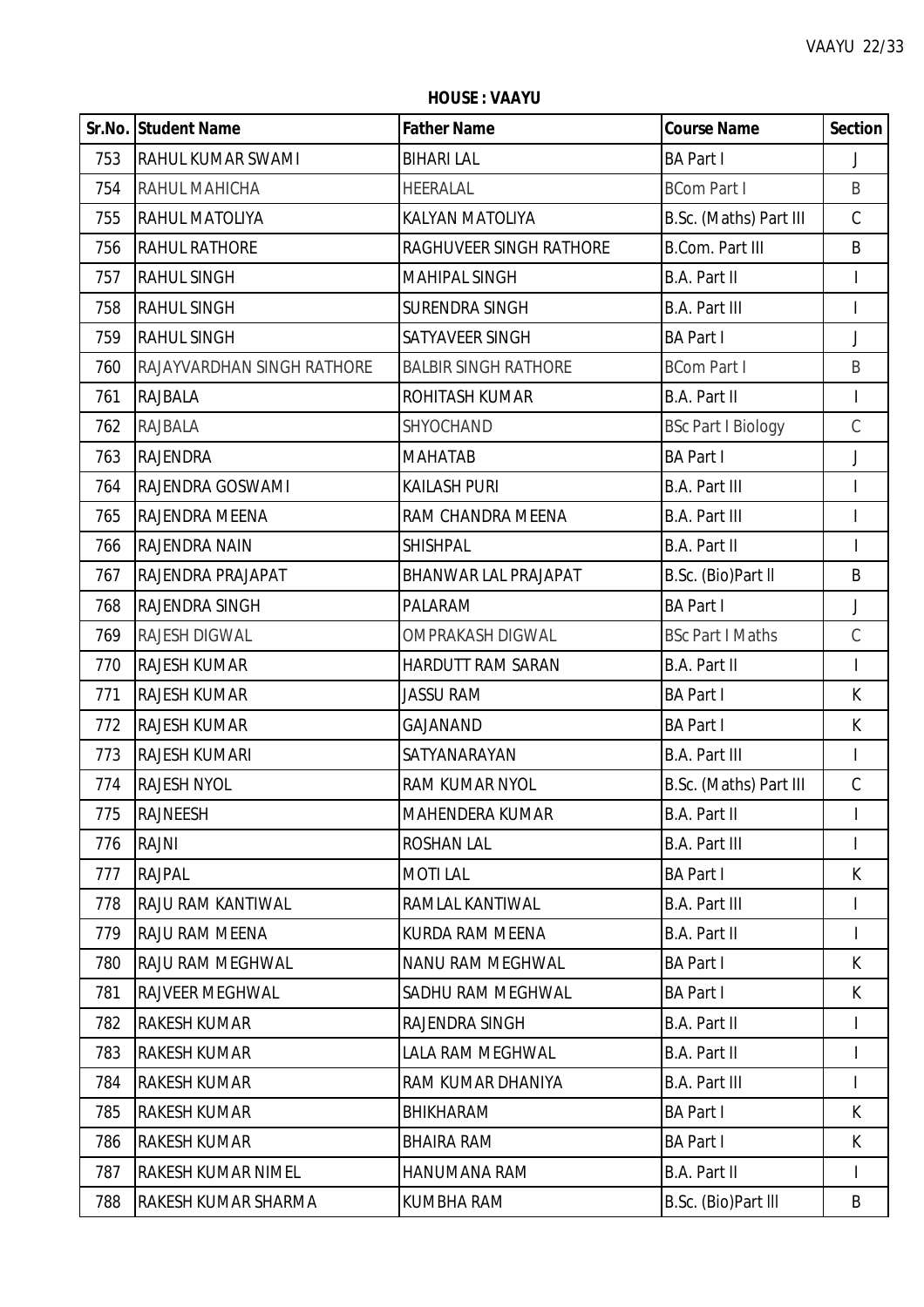**HOUSE : VAAYU**

| Sr.No. | Student Name | Father Name | Course Name | Section |
|---|---|---|---|---|
| 753 | RAHUL KUMAR SWAMI | BIHARI LAL | BA Part I | J |
| 754 | RAHUL MAHICHA | HEERALAL | BCom Part I | B |
| 755 | RAHUL MATOLIYA | KALYAN MATOLIYA | B.Sc. (Maths) Part III | C |
| 756 | RAHUL RATHORE | RAGHUVEER SINGH RATHORE | B.Com. Part III | B |
| 757 | RAHUL SINGH | MAHIPAL SINGH | B.A. Part II | I |
| 758 | RAHUL SINGH | SURENDRA SINGH | B.A. Part III | I |
| 759 | RAHUL SINGH | SATYAVEER SINGH | BA Part I | J |
| 760 | RAJAYVARDHAN SINGH RATHORE | BALBIR SINGH RATHORE | BCom Part I | B |
| 761 | RAJBALA | ROHITASH KUMAR | B.A. Part II | I |
| 762 | RAJBALA | SHYOCHAND | BSc Part I Biology | C |
| 763 | RAJENDRA | MAHATAB | BA Part I | J |
| 764 | RAJENDRA GOSWAMI | KAILASH PURI | B.A. Part III | I |
| 765 | RAJENDRA MEENA | RAM CHANDRA MEENA | B.A. Part III | I |
| 766 | RAJENDRA NAIN | SHISHPAL | B.A. Part II | I |
| 767 | RAJENDRA PRAJAPAT | BHANWAR LAL PRAJAPAT | B.Sc. (Bio)Part II | B |
| 768 | RAJENDRA SINGH | PALARAM | BA Part I | J |
| 769 | RAJESH DIGWAL | OMPRAKASH DIGWAL | BSc Part I Maths | C |
| 770 | RAJESH KUMAR | HARDUTT RAM SARAN | B.A. Part II | I |
| 771 | RAJESH KUMAR | JASSU RAM | BA Part I | K |
| 772 | RAJESH KUMAR | GAJANAND | BA Part I | K |
| 773 | RAJESH KUMARI | SATYANARAYAN | B.A. Part III | I |
| 774 | RAJESH NYOL | RAM KUMAR NYOL | B.Sc. (Maths) Part III | C |
| 775 | RAJNEESH | MAHENDERA KUMAR | B.A. Part II | I |
| 776 | RAJNI | ROSHAN LAL | B.A. Part III | I |
| 777 | RAJPAL | MOTI LAL | BA Part I | K |
| 778 | RAJU RAM KANTIWAL | RAMLAL KANTIWAL | B.A. Part III | I |
| 779 | RAJU RAM MEENA | KURDA RAM MEENA | B.A. Part II | I |
| 780 | RAJU RAM MEGHWAL | NANU RAM MEGHWAL | BA Part I | K |
| 781 | RAJVEER MEGHWAL | SADHU RAM MEGHWAL | BA Part I | K |
| 782 | RAKESH KUMAR | RAJENDRA SINGH | B.A. Part II | I |
| 783 | RAKESH KUMAR | LALA RAM MEGHWAL | B.A. Part II | I |
| 784 | RAKESH KUMAR | RAM KUMAR DHANIYA | B.A. Part III | I |
| 785 | RAKESH KUMAR | BHIKHARAM | BA Part I | K |
| 786 | RAKESH KUMAR | BHAIRA RAM | BA Part I | K |
| 787 | RAKESH KUMAR NIMEL | HANUMANA RAM | B.A. Part II | I |
| 788 | RAKESH KUMAR SHARMA | KUMBHA RAM | B.Sc. (Bio)Part III | B |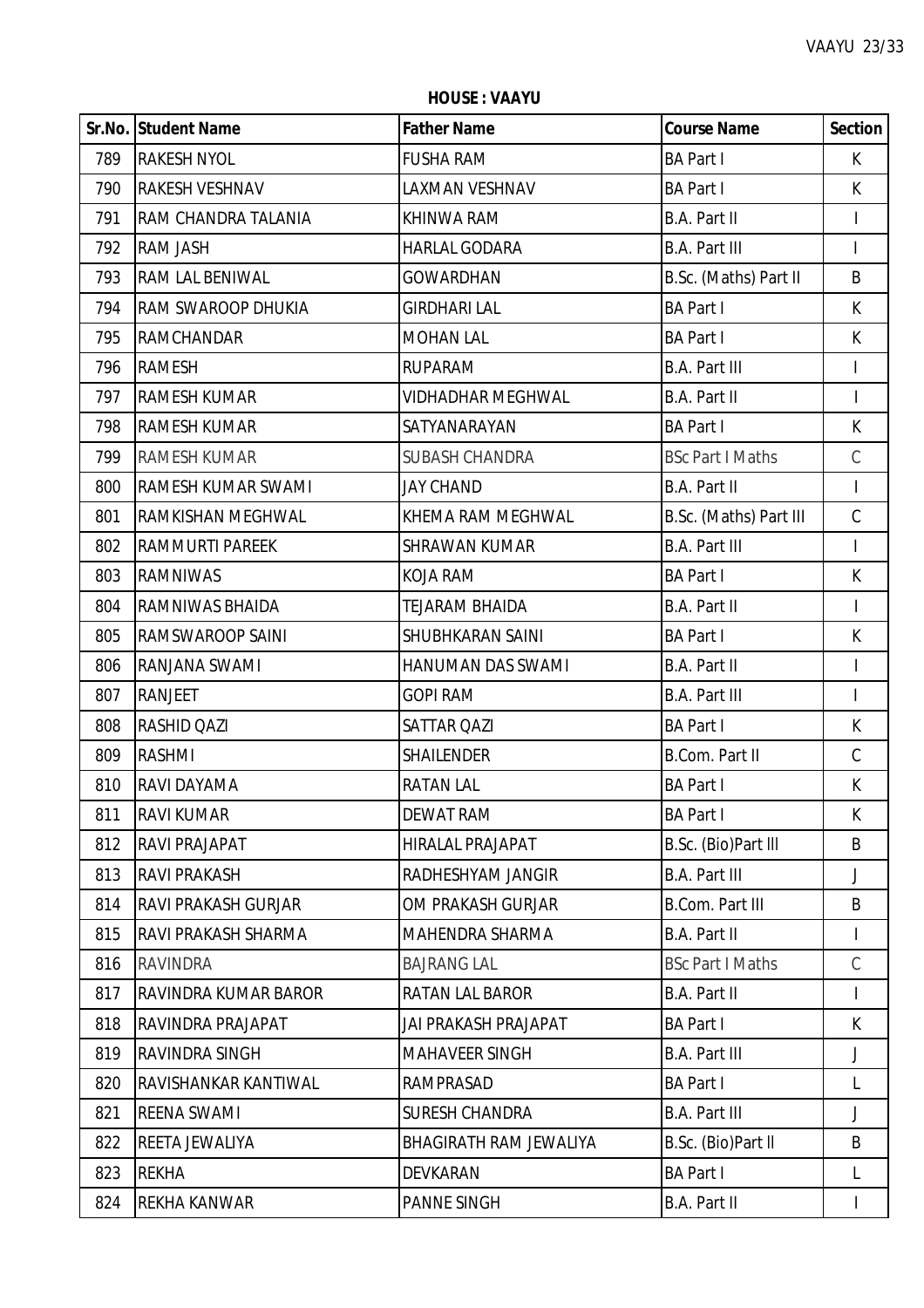**HOUSE : VAAYU**

| Sr.No. | Student Name | Father Name | Course Name | Section |
|---|---|---|---|---|
| 789 | RAKESH NYOL | FUSHA RAM | BA Part I | K |
| 790 | RAKESH VESHNAV | LAXMAN VESHNAV | BA Part I | K |
| 791 | RAM CHANDRA TALANIA | KHINWA RAM | B.A. Part II | I |
| 792 | RAM JASH | HARLAL GODARA | B.A. Part III | I |
| 793 | RAM LAL BENIWAL | GOWARDHAN | B.Sc. (Maths) Part II | B |
| 794 | RAM SWAROOP DHUKIA | GIRDHARI LAL | BA Part I | K |
| 795 | RAMCHANDAR | MOHAN LAL | BA Part I | K |
| 796 | RAMESH | RUPARAM | B.A. Part III | I |
| 797 | RAMESH KUMAR | VIDHADHAR MEGHWAL | B.A. Part II | I |
| 798 | RAMESH KUMAR | SATYANARAYAN | BA Part I | K |
| 799 | RAMESH KUMAR | SUBASH CHANDRA | BSc Part I Maths | C |
| 800 | RAMESH KUMAR SWAMI | JAY CHAND | B.A. Part II | I |
| 801 | RAMKISHAN MEGHWAL | KHEMA RAM MEGHWAL | B.Sc. (Maths) Part III | C |
| 802 | RAMMURTI PAREEK | SHRAWAN KUMAR | B.A. Part III | I |
| 803 | RAMNIWAS | KOJA RAM | BA Part I | K |
| 804 | RAMNIWAS BHAIDA | TEJARAM BHAIDA | B.A. Part II | I |
| 805 | RAMSWAROOP SAINI | SHUBHKARAN SAINI | BA Part I | K |
| 806 | RANJANA SWAMI | HANUMAN DAS SWAMI | B.A. Part II | I |
| 807 | RANJEET | GOPI RAM | B.A. Part III | I |
| 808 | RASHID QAZI | SATTAR QAZI | BA Part I | K |
| 809 | RASHMI | SHAILENDER | B.Com. Part II | C |
| 810 | RAVI DAYAMA | RATAN LAL | BA Part I | K |
| 811 | RAVI KUMAR | DEWAT RAM | BA Part I | K |
| 812 | RAVI PRAJAPAT | HIRALAL PRAJAPAT | B.Sc. (Bio)Part III | B |
| 813 | RAVI PRAKASH | RADHESHYAM JANGIR | B.A. Part III | J |
| 814 | RAVI PRAKASH GURJAR | OM PRAKASH GURJAR | B.Com. Part III | B |
| 815 | RAVI PRAKASH SHARMA | MAHENDRA SHARMA | B.A. Part II | I |
| 816 | RAVINDRA | BAJRANG LAL | BSc Part I Maths | C |
| 817 | RAVINDRA KUMAR BAROR | RATAN LAL BAROR | B.A. Part II | I |
| 818 | RAVINDRA PRAJAPAT | JAI PRAKASH PRAJAPAT | BA Part I | K |
| 819 | RAVINDRA SINGH | MAHAVEER SINGH | B.A. Part III | J |
| 820 | RAVISHANKAR KANTIWAL | RAMPRASAD | BA Part I | L |
| 821 | REENA SWAMI | SURESH CHANDRA | B.A. Part III | J |
| 822 | REETA JEWALIYA | BHAGIRATH RAM JEWALIYA | B.Sc. (Bio)Part II | B |
| 823 | REKHA | DEVKARAN | BA Part I | L |
| 824 | REKHA KANWAR | PANNE SINGH | B.A. Part II | I |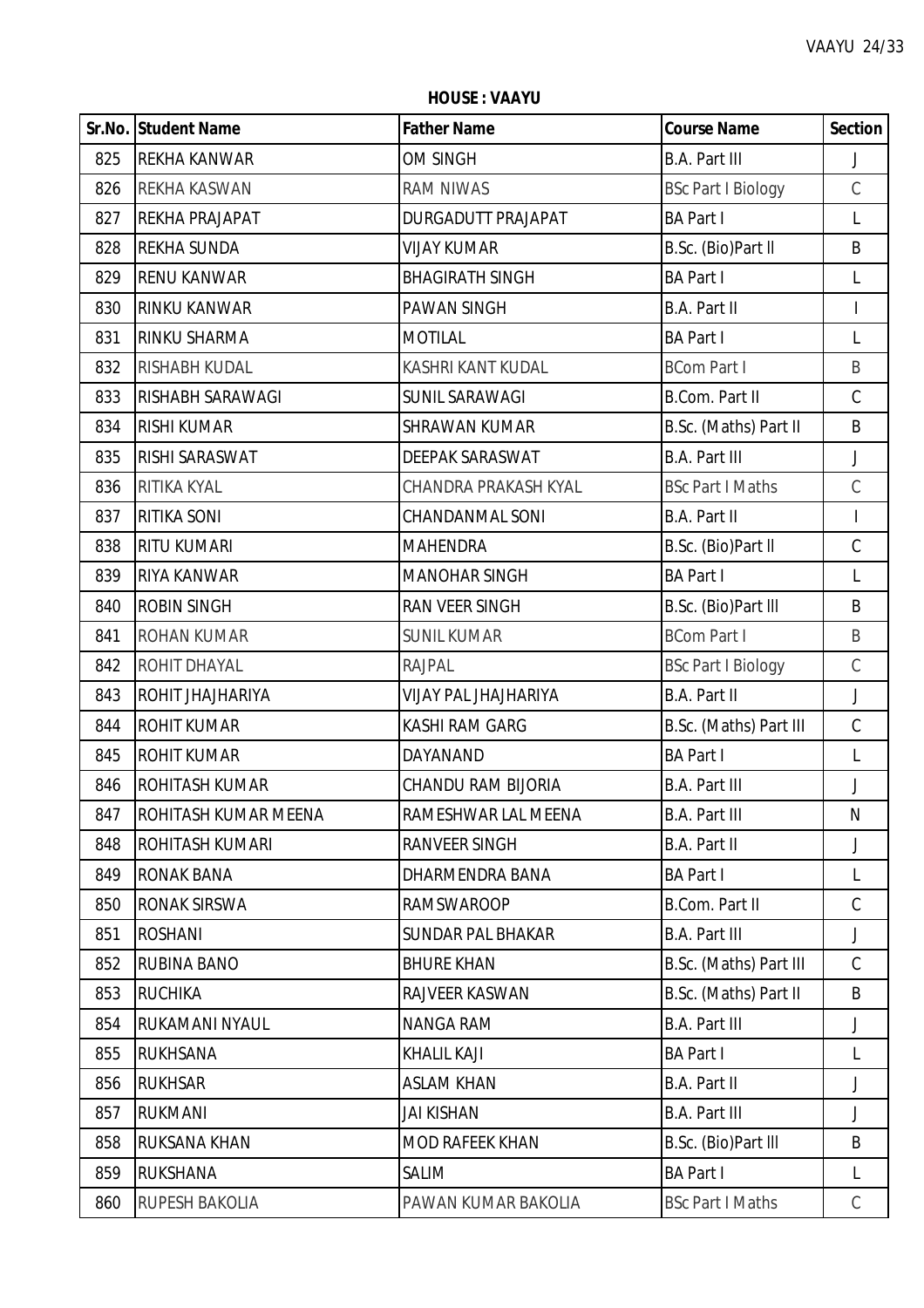**HOUSE : VAAYU**

| Sr.No. | Student Name | Father Name | Course Name | Section |
|---|---|---|---|---|
| 825 | REKHA KANWAR | OM SINGH | B.A. Part III | J |
| 826 | REKHA KASWAN | RAM NIWAS | BSc Part I Biology | C |
| 827 | REKHA PRAJAPAT | DURGADUTT PRAJAPAT | BA Part I | L |
| 828 | REKHA SUNDA | VIJAY KUMAR | B.Sc. (Bio)Part II | B |
| 829 | RENU KANWAR | BHAGIRATH SINGH | BA Part I | L |
| 830 | RINKU KANWAR | PAWAN SINGH | B.A. Part II | I |
| 831 | RINKU SHARMA | MOTILAL | BA Part I | L |
| 832 | RISHABH KUDAL | KASHRI KANT KUDAL | BCom Part I | B |
| 833 | RISHABH SARAWAGI | SUNIL SARAWAGI | B.Com. Part II | C |
| 834 | RISHI KUMAR | SHRAWAN KUMAR | B.Sc. (Maths) Part II | B |
| 835 | RISHI SARASWAT | DEEPAK SARASWAT | B.A. Part III | J |
| 836 | RITIKA KYAL | CHANDRA PRAKASH KYAL | BSc Part I Maths | C |
| 837 | RITIKA SONI | CHANDANMAL SONI | B.A. Part II | I |
| 838 | RITU KUMARI | MAHENDRA | B.Sc. (Bio)Part II | C |
| 839 | RIYA KANWAR | MANOHAR SINGH | BA Part I | L |
| 840 | ROBIN SINGH | RAN VEER SINGH | B.Sc. (Bio)Part III | B |
| 841 | ROHAN KUMAR | SUNIL KUMAR | BCom Part I | B |
| 842 | ROHIT DHAYAL | RAJPAL | BSc Part I Biology | C |
| 843 | ROHIT JHAJHARIYA | VIJAY PAL JHAJHARIYA | B.A. Part II | J |
| 844 | ROHIT KUMAR | KASHI RAM GARG | B.Sc. (Maths) Part III | C |
| 845 | ROHIT KUMAR | DAYANAND | BA Part I | L |
| 846 | ROHITASH KUMAR | CHANDU RAM BIJORIA | B.A. Part III | J |
| 847 | ROHITASH KUMAR MEENA | RAMESHWAR LAL MEENA | B.A. Part III | N |
| 848 | ROHITASH KUMARI | RANVEER SINGH | B.A. Part II | J |
| 849 | RONAK BANA | DHARMENDRA BANA | BA Part I | L |
| 850 | RONAK SIRSWA | RAMSWAROOP | B.Com. Part II | C |
| 851 | ROSHANI | SUNDAR PAL BHAKAR | B.A. Part III | J |
| 852 | RUBINA BANO | BHURE KHAN | B.Sc. (Maths) Part III | C |
| 853 | RUCHIKA | RAJVEER KASWAN | B.Sc. (Maths) Part II | B |
| 854 | RUKAMANI NYAUL | NANGA RAM | B.A. Part III | J |
| 855 | RUKHSANA | KHALIL KAJI | BA Part I | L |
| 856 | RUKHSAR | ASLAM KHAN | B.A. Part II | J |
| 857 | RUKMANI | JAI KISHAN | B.A. Part III | J |
| 858 | RUKSANA KHAN | MOD RAFEEK KHAN | B.Sc. (Bio)Part III | B |
| 859 | RUKSHANA | SALIM | BA Part I | L |
| 860 | RUPESH BAKOLIA | PAWAN KUMAR BAKOLIA | BSc Part I Maths | C |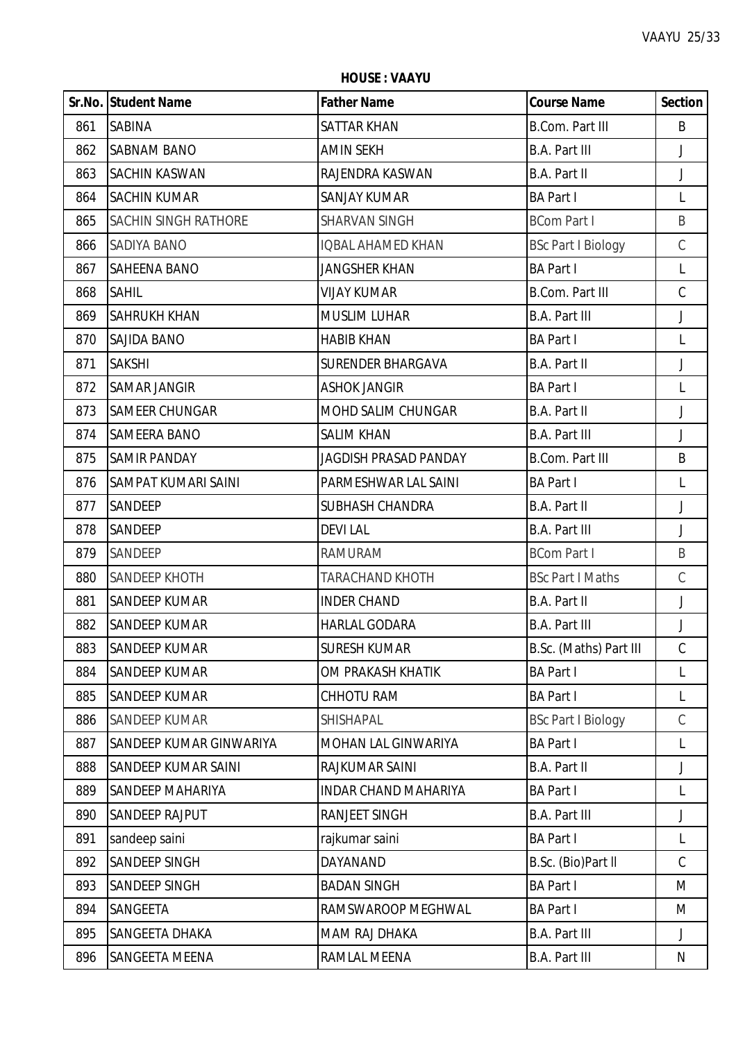**HOUSE : VAAYU**

| Sr.No. | Student Name | Father Name | Course Name | Section |
|---|---|---|---|---|
| 861 | SABINA | SATTAR KHAN | B.Com. Part III | B |
| 862 | SABNAM BANO | AMIN SEKH | B.A. Part III | J |
| 863 | SACHIN KASWAN | RAJENDRA KASWAN | B.A. Part II | J |
| 864 | SACHIN KUMAR | SANJAY KUMAR | BA Part I | L |
| 865 | SACHIN SINGH RATHORE | SHARVAN SINGH | BCom Part I | B |
| 866 | SADIYA BANO | IQBAL AHAMED KHAN | BSc Part I Biology | C |
| 867 | SAHEENA BANO | JANGSHER KHAN | BA Part I | L |
| 868 | SAHIL | VIJAY KUMAR | B.Com. Part III | C |
| 869 | SAHRUKH KHAN | MUSLIM LUHAR | B.A. Part III | J |
| 870 | SAJIDA BANO | HABIB KHAN | BA Part I | L |
| 871 | SAKSHI | SURENDER BHARGAVA | B.A. Part II | J |
| 872 | SAMAR JANGIR | ASHOK JANGIR | BA Part I | L |
| 873 | SAMEER CHUNGAR | MOHD SALIM CHUNGAR | B.A. Part II | J |
| 874 | SAMEERA BANO | SALIM KHAN | B.A. Part III | J |
| 875 | SAMIR PANDAY | JAGDISH PRASAD PANDAY | B.Com. Part III | B |
| 876 | SAMPAT KUMARI SAINI | PARMESHWAR LAL SAINI | BA Part I | L |
| 877 | SANDEEP | SUBHASH CHANDRA | B.A. Part II | J |
| 878 | SANDEEP | DEVI LAL | B.A. Part III | J |
| 879 | SANDEEP | RAMURAM | BCom Part I | B |
| 880 | SANDEEP KHOTH | TARACHAND KHOTH | BSc Part I Maths | C |
| 881 | SANDEEP KUMAR | INDER CHAND | B.A. Part II | J |
| 882 | SANDEEP KUMAR | HARLAL GODARA | B.A. Part III | J |
| 883 | SANDEEP KUMAR | SURESH KUMAR | B.Sc. (Maths) Part III | C |
| 884 | SANDEEP KUMAR | OM PRAKASH KHATIK | BA Part I | L |
| 885 | SANDEEP KUMAR | CHHOTU RAM | BA Part I | L |
| 886 | SANDEEP KUMAR | SHISHAPAL | BSc Part I Biology | C |
| 887 | SANDEEP KUMAR GINWARIYA | MOHAN LAL GINWARIYA | BA Part I | L |
| 888 | SANDEEP KUMAR SAINI | RAJKUMAR SAINI | B.A. Part II | J |
| 889 | SANDEEP MAHARIYA | INDAR CHAND MAHARIYA | BA Part I | L |
| 890 | SANDEEP RAJPUT | RANJEET SINGH | B.A. Part III | J |
| 891 | sandeep saini | rajkumar saini | BA Part I | L |
| 892 | SANDEEP SINGH | DAYANAND | B.Sc. (Bio)Part ll | C |
| 893 | SANDEEP SINGH | BADAN SINGH | BA Part I | M |
| 894 | SANGEETA | RAMSWAROOP MEGHWAL | BA Part I | M |
| 895 | SANGEETA DHAKA | MAM RAJ DHAKA | B.A. Part III | J |
| 896 | SANGEETA MEENA | RAMLAL MEENA | B.A. Part III | N |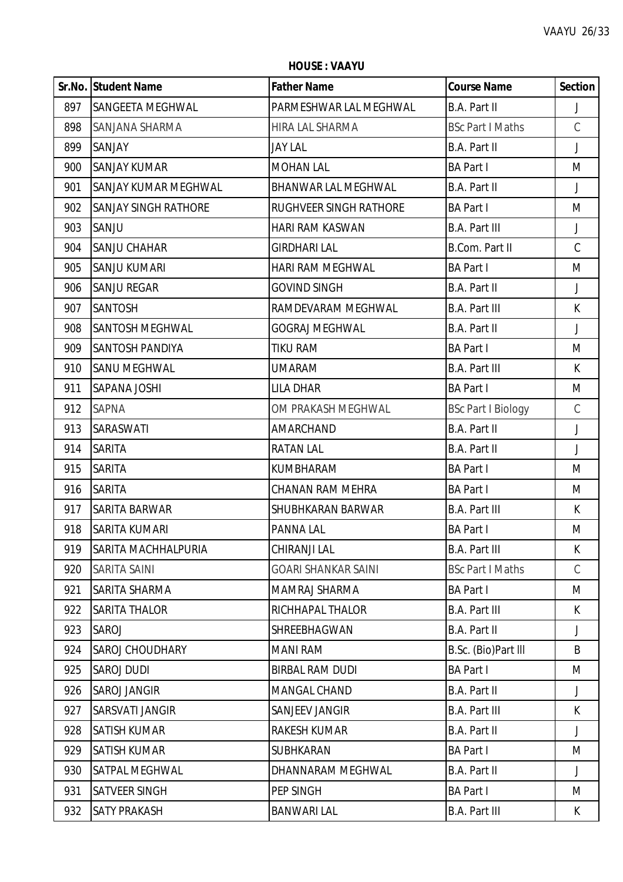**HOUSE : VAAYU**

| Sr.No. | Student Name | Father Name | Course Name | Section |
|---|---|---|---|---|
| 897 | SANGEETA MEGHWAL | PARMESHWAR LAL MEGHWAL | B.A. Part II | J |
| 898 | SANJANA SHARMA | HIRA LAL SHARMA | BSc Part I Maths | C |
| 899 | SANJAY | JAY LAL | B.A. Part II | J |
| 900 | SANJAY KUMAR | MOHAN LAL | BA Part I | M |
| 901 | SANJAY KUMAR MEGHWAL | BHANWAR LAL MEGHWAL | B.A. Part II | J |
| 902 | SANJAY SINGH RATHORE | RUGHVEER SINGH RATHORE | BA Part I | M |
| 903 | SANJU | HARI RAM KASWAN | B.A. Part III | J |
| 904 | SANJU CHAHAR | GIRDHARI LAL | B.Com. Part II | C |
| 905 | SANJU KUMARI | HARI RAM MEGHWAL | BA Part I | M |
| 906 | SANJU REGAR | GOVIND SINGH | B.A. Part II | J |
| 907 | SANTOSH | RAMDEVARAM MEGHWAL | B.A. Part III | K |
| 908 | SANTOSH MEGHWAL | GOGRAJ MEGHWAL | B.A. Part II | J |
| 909 | SANTOSH PANDIYA | TIKU RAM | BA Part I | M |
| 910 | SANU MEGHWAL | UMARAM | B.A. Part III | K |
| 911 | SAPANA JOSHI | LILA DHAR | BA Part I | M |
| 912 | SAPNA | OM PRAKASH MEGHWAL | BSc Part I Biology | C |
| 913 | SARASWATI | AMARCHAND | B.A. Part II | J |
| 914 | SARITA | RATAN LAL | B.A. Part II | J |
| 915 | SARITA | KUMBHARAM | BA Part I | M |
| 916 | SARITA | CHANAN RAM MEHRA | BA Part I | M |
| 917 | SARITA BARWAR | SHUBHKARAN BARWAR | B.A. Part III | K |
| 918 | SARITA KUMARI | PANNA LAL | BA Part I | M |
| 919 | SARITA MACHHALPURIA | CHIRANJI LAL | B.A. Part III | K |
| 920 | SARITA SAINI | GOARI SHANKAR SAINI | BSc Part I Maths | C |
| 921 | SARITA SHARMA | MAMRAJ SHARMA | BA Part I | M |
| 922 | SARITA THALOR | RICHHAPAL THALOR | B.A. Part III | K |
| 923 | SAROJ | SHREEBHAGWAN | B.A. Part II | J |
| 924 | SAROJ CHOUDHARY | MANI RAM | B.Sc. (Bio)Part lll | B |
| 925 | SAROJ DUDI | BIRBAL RAM DUDI | BA Part I | M |
| 926 | SAROJ JANGIR | MANGAL CHAND | B.A. Part II | J |
| 927 | SARSVATI JANGIR | SANJEEV JANGIR | B.A. Part III | K |
| 928 | SATISH KUMAR | RAKESH KUMAR | B.A. Part II | J |
| 929 | SATISH KUMAR | SUBHKARAN | BA Part I | M |
| 930 | SATPAL MEGHWAL | DHANNARAM MEGHWAL | B.A. Part II | J |
| 931 | SATVEER SINGH | PEP SINGH | BA Part I | M |
| 932 | SATY PRAKASH | BANWARI LAL | B.A. Part III | K |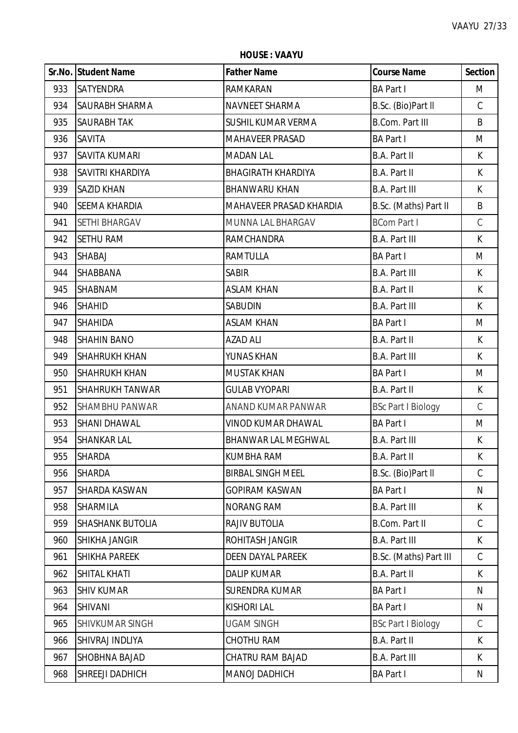**HOUSE : VAAYU**

| Sr.No. | Student Name | Father Name | Course Name | Section |
|---|---|---|---|---|
| 933 | SATYENDRA | RAMKARAN | BA Part I | M |
| 934 | SAURABH SHARMA | NAVNEET SHARMA | B.Sc. (Bio)Part II | C |
| 935 | SAURABH TAK | SUSHIL KUMAR VERMA | B.Com. Part III | B |
| 936 | SAVITA | MAHAVEER PRASAD | BA Part I | M |
| 937 | SAVITA KUMARI | MADAN LAL | B.A. Part II | K |
| 938 | SAVITRI KHARDIYA | BHAGIRATH KHARDIYA | B.A. Part II | K |
| 939 | SAZID KHAN | BHANWARU KHAN | B.A. Part III | K |
| 940 | SEEMA KHARDIA | MAHAVEER PRASAD KHARDIA | B.Sc. (Maths) Part II | B |
| 941 | SETHI BHARGAV | MUNNA LAL BHARGAV | BCom Part I | C |
| 942 | SETHU RAM | RAMCHANDRA | B.A. Part III | K |
| 943 | SHABAJ | RAMTULLA | BA Part I | M |
| 944 | SHABBANA | SABIR | B.A. Part III | K |
| 945 | SHABNAM | ASLAM KHAN | B.A. Part II | K |
| 946 | SHAHID | SABUDIN | B.A. Part III | K |
| 947 | SHAHIDA | ASLAM KHAN | BA Part I | M |
| 948 | SHAHIN BANO | AZAD ALI | B.A. Part II | K |
| 949 | SHAHRUKH KHAN | YUNAS KHAN | B.A. Part III | K |
| 950 | SHAHRUKH KHAN | MUSTAK KHAN | BA Part I | M |
| 951 | SHAHRUKH TANWAR | GULAB VYOPARI | B.A. Part II | K |
| 952 | SHAMBHU PANWAR | ANAND KUMAR PANWAR | BSc Part I Biology | C |
| 953 | SHANI DHAWAL | VINOD KUMAR DHAWAL | BA Part I | M |
| 954 | SHANKAR LAL | BHANWAR LAL MEGHWAL | B.A. Part III | K |
| 955 | SHARDA | KUMBHA RAM | B.A. Part II | K |
| 956 | SHARDA | BIRBAL SINGH MEEL | B.Sc. (Bio)Part II | C |
| 957 | SHARDA KASWAN | GOPIRAM KASWAN | BA Part I | N |
| 958 | SHARMILA | NORANG RAM | B.A. Part III | K |
| 959 | SHASHANK BUTOLIA | RAJIV BUTOLIA | B.Com. Part II | C |
| 960 | SHIKHA JANGIR | ROHITASH JANGIR | B.A. Part III | K |
| 961 | SHIKHA PAREEK | DEEN DAYAL PAREEK | B.Sc. (Maths) Part III | C |
| 962 | SHITAL KHATI | DALIP KUMAR | B.A. Part II | K |
| 963 | SHIV KUMAR | SURENDRA KUMAR | BA Part I | N |
| 964 | SHIVANI | KISHORI LAL | BA Part I | N |
| 965 | SHIVKUMAR SINGH | UGAM SINGH | BSc Part I Biology | C |
| 966 | SHIVRAJ INDLIYA | CHOTHU RAM | B.A. Part II | K |
| 967 | SHOBHNA BAJAD | CHATRU RAM BAJAD | B.A. Part III | K |
| 968 | SHREEJI DADHICH | MANOJ DADHICH | BA Part I | N |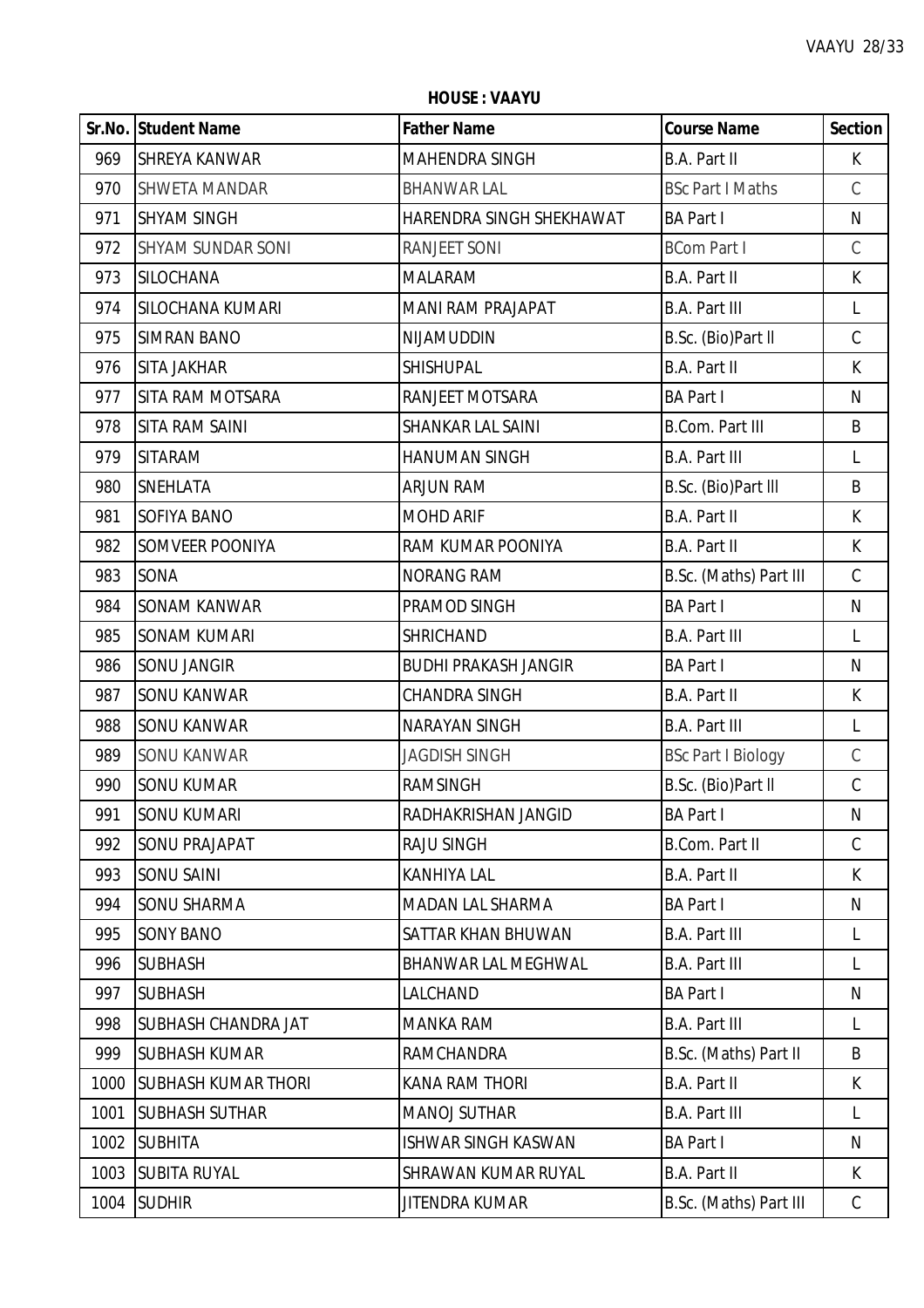**HOUSE : VAAYU**

| Sr.No. | Student Name | Father Name | Course Name | Section |
|---|---|---|---|---|
| 969 | SHREYA KANWAR | MAHENDRA SINGH | B.A. Part II | K |
| 970 | SHWETA MANDAR | BHANWAR LAL | BSc Part I Maths | C |
| 971 | SHYAM SINGH | HARENDRA SINGH SHEKHAWAT | BA Part I | N |
| 972 | SHYAM SUNDAR SONI | RANJEET SONI | BCom Part I | C |
| 973 | SILOCHANA | MALARAM | B.A. Part II | K |
| 974 | SILOCHANA KUMARI | MANI RAM PRAJAPAT | B.A. Part III | L |
| 975 | SIMRAN BANO | NIJAMUDDIN | B.Sc. (Bio)Part II | C |
| 976 | SITA JAKHAR | SHISHUPAL | B.A. Part II | K |
| 977 | SITA RAM MOTSARA | RANJEET MOTSARA | BA Part I | N |
| 978 | SITA RAM SAINI | SHANKAR LAL SAINI | B.Com. Part III | B |
| 979 | SITARAM | HANUMAN SINGH | B.A. Part III | L |
| 980 | SNEHLATA | ARJUN RAM | B.Sc. (Bio)Part III | B |
| 981 | SOFIYA BANO | MOHD ARIF | B.A. Part II | K |
| 982 | SOMVEER POONIYA | RAM KUMAR POONIYA | B.A. Part II | K |
| 983 | SONA | NORANG RAM | B.Sc. (Maths) Part III | C |
| 984 | SONAM KANWAR | PRAMOD SINGH | BA Part I | N |
| 985 | SONAM KUMARI | SHRICHAND | B.A. Part III | L |
| 986 | SONU JANGIR | BUDHI PRAKASH JANGIR | BA Part I | N |
| 987 | SONU KANWAR | CHANDRA SINGH | B.A. Part II | K |
| 988 | SONU KANWAR | NARAYAN SINGH | B.A. Part III | L |
| 989 | SONU KANWAR | JAGDISH SINGH | BSc Part I Biology | C |
| 990 | SONU KUMAR | RAMSINGH | B.Sc. (Bio)Part II | C |
| 991 | SONU KUMARI | RADHAKRISHAN JANGID | BA Part I | N |
| 992 | SONU PRAJAPAT | RAJU SINGH | B.Com. Part II | C |
| 993 | SONU SAINI | KANHIYA LAL | B.A. Part II | K |
| 994 | SONU SHARMA | MADAN LAL SHARMA | BA Part I | N |
| 995 | SONY BANO | SATTAR KHAN BHUWAN | B.A. Part III | L |
| 996 | SUBHASH | BHANWAR LAL MEGHWAL | B.A. Part III | L |
| 997 | SUBHASH | LALCHAND | BA Part I | N |
| 998 | SUBHASH CHANDRA JAT | MANKA RAM | B.A. Part III | L |
| 999 | SUBHASH KUMAR | RAMCHANDRA | B.Sc. (Maths) Part II | B |
| 1000 | SUBHASH KUMAR THORI | KANA RAM THORI | B.A. Part II | K |
| 1001 | SUBHASH SUTHAR | MANOJ SUTHAR | B.A. Part III | L |
| 1002 | SUBHITA | ISHWAR SINGH KASWAN | BA Part I | N |
| 1003 | SUBITA RUYAL | SHRAWAN KUMAR RUYAL | B.A. Part II | K |
| 1004 | SUDHIR | JITENDRA KUMAR | B.Sc. (Maths) Part III | C |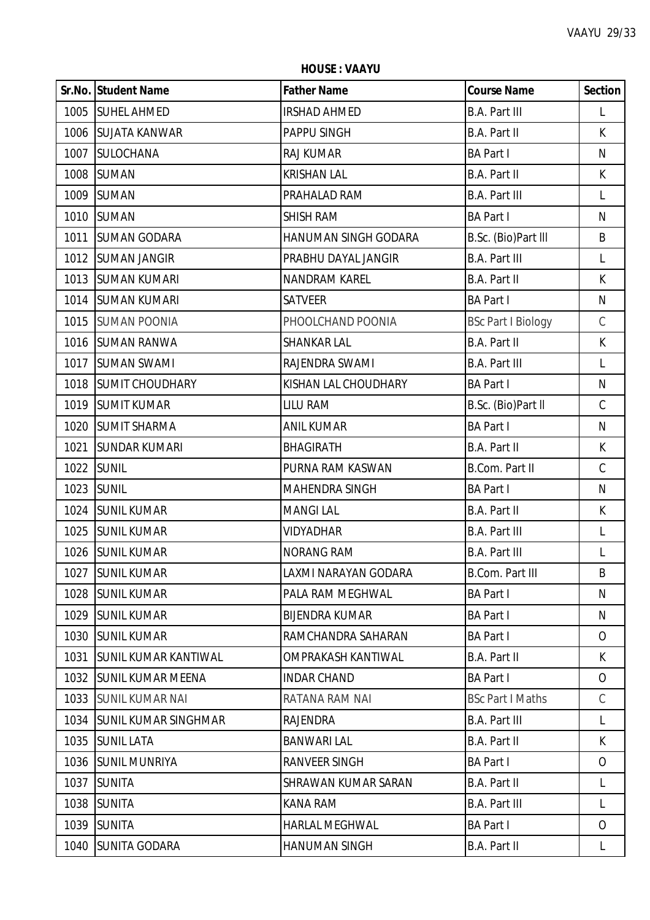**HOUSE : VAAYU**

| Sr.No. | Student Name | Father Name | Course Name | Section |
|---|---|---|---|---|
| 1005 | SUHEL AHMED | IRSHAD AHMED | B.A. Part III | L |
| 1006 | SUJATA KANWAR | PAPPU SINGH | B.A. Part II | K |
| 1007 | SULOCHANA | RAJ KUMAR | BA Part I | N |
| 1008 | SUMAN | KRISHAN LAL | B.A. Part II | K |
| 1009 | SUMAN | PRAHALAD RAM | B.A. Part III | L |
| 1010 | SUMAN | SHISH RAM | BA Part I | N |
| 1011 | SUMAN GODARA | HANUMAN SINGH GODARA | B.Sc. (Bio)Part II | B |
| 1012 | SUMAN JANGIR | PRABHU DAYAL JANGIR | B.A. Part III | L |
| 1013 | SUMAN KUMARI | NANDRAM KAREL | B.A. Part II | K |
| 1014 | SUMAN KUMARI | SATVEER | BA Part I | N |
| 1015 | SUMAN POONIA | PHOOLCHAND POONIA | BSc Part I Biology | C |
| 1016 | SUMAN RANWA | SHANKAR LAL | B.A. Part II | K |
| 1017 | SUMAN SWAMI | RAJENDRA SWAMI | B.A. Part III | L |
| 1018 | SUMIT CHOUDHARY | KISHAN LAL CHOUDHARY | BA Part I | N |
| 1019 | SUMIT KUMAR | LILU RAM | B.Sc. (Bio)Part II | C |
| 1020 | SUMIT SHARMA | ANIL KUMAR | BA Part I | N |
| 1021 | SUNDAR KUMARI | BHAGIRATH | B.A. Part II | K |
| 1022 | SUNIL | PURNA RAM KASWAN | B.Com. Part II | C |
| 1023 | SUNIL | MAHENDRA SINGH | BA Part I | N |
| 1024 | SUNIL KUMAR | MANGI LAL | B.A. Part II | K |
| 1025 | SUNIL KUMAR | VIDYADHAR | B.A. Part III | L |
| 1026 | SUNIL KUMAR | NORANG RAM | B.A. Part III | L |
| 1027 | SUNIL KUMAR | LAXMI NARAYAN GODARA | B.Com. Part III | B |
| 1028 | SUNIL KUMAR | PALA RAM MEGHWAL | BA Part I | N |
| 1029 | SUNIL KUMAR | BIJENDRA KUMAR | BA Part I | N |
| 1030 | SUNIL KUMAR | RAMCHANDRA SAHARAN | BA Part I | O |
| 1031 | SUNIL KUMAR KANTIWAL | OMPRAKASH KANTIWAL | B.A. Part II | K |
| 1032 | SUNIL KUMAR MEENA | INDAR CHAND | BA Part I | O |
| 1033 | SUNIL KUMAR NAI | RATANA RAM NAI | BSc Part I Maths | C |
| 1034 | SUNIL KUMAR SINGHMAR | RAJENDRA | B.A. Part III | L |
| 1035 | SUNIL LATA | BANWARI LAL | B.A. Part II | K |
| 1036 | SUNIL MUNRIYA | RANVEER SINGH | BA Part I | O |
| 1037 | SUNITA | SHRAWAN KUMAR SARAN | B.A. Part II | L |
| 1038 | SUNITA | KANA RAM | B.A. Part III | L |
| 1039 | SUNITA | HARLAL MEGHWAL | BA Part I | O |
| 1040 | SUNITA GODARA | HANUMAN SINGH | B.A. Part II | L |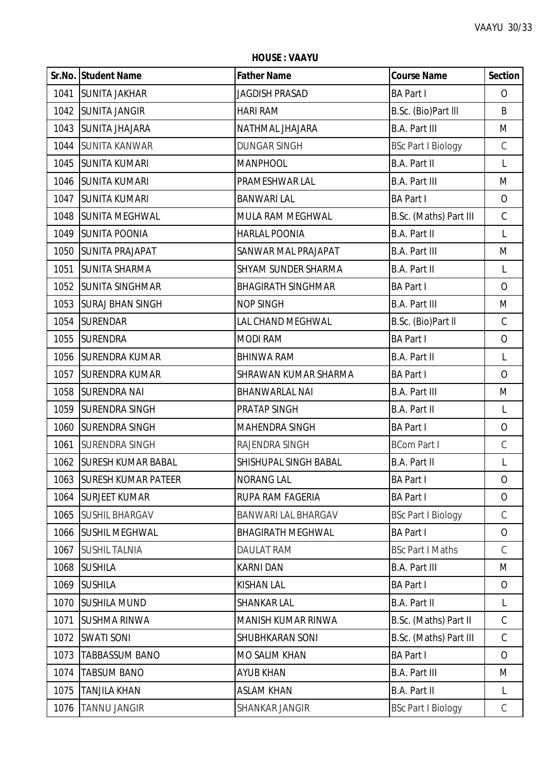**HOUSE : VAAYU**

| Sr.No. | Student Name | Father Name | Course Name | Section |
|---|---|---|---|---|
| 1041 | SUNITA JAKHAR | JAGDISH PRASAD | BA Part I | O |
| 1042 | SUNITA JANGIR | HARI RAM | B.Sc. (Bio)Part lll | B |
| 1043 | SUNITA JHAJARA | NATHMAL JHAJARA | B.A. Part III | M |
| 1044 | SUNITA KANWAR | DUNGAR SINGH | BSc Part I Biology | C |
| 1045 | SUNITA KUMARI | MANPHOOL | B.A. Part II | L |
| 1046 | SUNITA KUMARI | PRAMESHWAR LAL | B.A. Part III | M |
| 1047 | SUNITA KUMARI | BANWARI LAL | BA Part I | O |
| 1048 | SUNITA MEGHWAL | MULA RAM MEGHWAL | B.Sc. (Maths) Part III | C |
| 1049 | SUNITA POONIA | HARLAL POONIA | B.A. Part II | L |
| 1050 | SUNITA PRAJAPAT | SANWAR MAL PRAJAPAT | B.A. Part III | M |
| 1051 | SUNITA SHARMA | SHYAM SUNDER SHARMA | B.A. Part II | L |
| 1052 | SUNITA SINGHMAR | BHAGIRATH SINGHMAR | BA Part I | O |
| 1053 | SURAJ BHAN SINGH | NOP SINGH | B.A. Part III | M |
| 1054 | SURENDAR | LAL CHAND MEGHWAL | B.Sc. (Bio)Part ll | C |
| 1055 | SURENDRA | MODI RAM | BA Part I | O |
| 1056 | SURENDRA KUMAR | BHINWA RAM | B.A. Part II | L |
| 1057 | SURENDRA KUMAR | SHRAWAN KUMAR SHARMA | BA Part I | O |
| 1058 | SURENDRA NAI | BHANWARLAL NAI | B.A. Part III | M |
| 1059 | SURENDRA SINGH | PRATAP SINGH | B.A. Part II | L |
| 1060 | SURENDRA SINGH | MAHENDRA SINGH | BA Part I | O |
| 1061 | SURENDRA SINGH | RAJENDRA SINGH | BCom Part I | C |
| 1062 | SURESH KUMAR BABAL | SHISHUPAL SINGH BABAL | B.A. Part II | L |
| 1063 | SURESH KUMAR PATEER | NORANG LAL | BA Part I | O |
| 1064 | SURJEET KUMAR | RUPA RAM FAGERIA | BA Part I | O |
| 1065 | SUSHIL BHARGAV | BANWARI LAL BHARGAV | BSc Part I Biology | C |
| 1066 | SUSHIL MEGHWAL | BHAGIRATH MEGHWAL | BA Part I | O |
| 1067 | SUSHIL TALNIA | DAULAT RAM | BSc Part I Maths | C |
| 1068 | SUSHILA | KARNI DAN | B.A. Part III | M |
| 1069 | SUSHILA | KISHAN LAL | BA Part I | O |
| 1070 | SUSHILA MUND | SHANKAR LAL | B.A. Part II | L |
| 1071 | SUSHMA RINWA | MANISH KUMAR RINWA | B.Sc. (Maths) Part II | C |
| 1072 | SWATI SONI | SHUBHKARAN SONI | B.Sc. (Maths) Part III | C |
| 1073 | TABBASSUM BANO | MO SALIM KHAN | BA Part I | O |
| 1074 | TABSUM BANO | AYUB KHAN | B.A. Part III | M |
| 1075 | TANJILA KHAN | ASLAM KHAN | B.A. Part II | L |
| 1076 | TANNU JANGIR | SHANKAR JANGIR | BSc Part I Biology | C |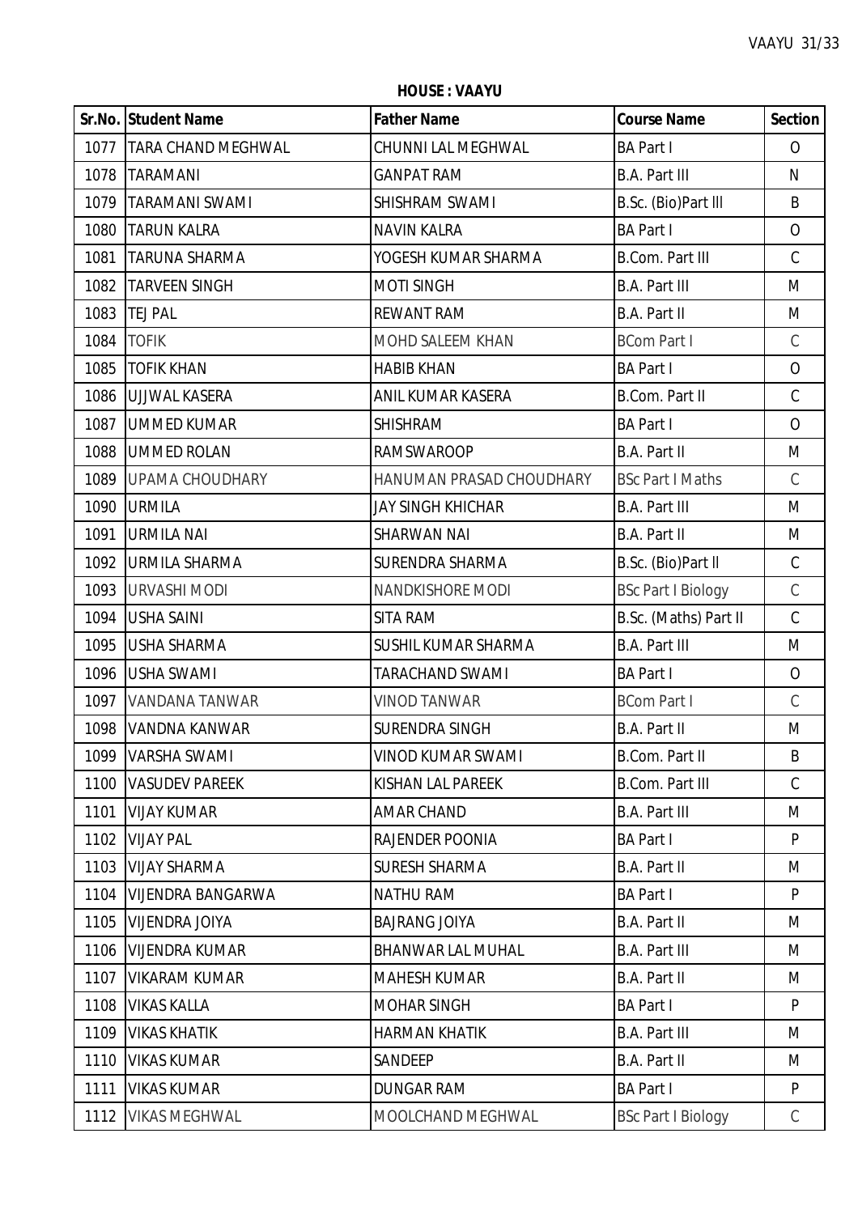**HOUSE : VAAYU**

| Sr.No. | Student Name | Father Name | Course Name | Section |
|---|---|---|---|---|
| 1077 | TARA CHAND MEGHWAL | CHUNNI LAL MEGHWAL | BA Part I | O |
| 1078 | TARAMANI | GANPAT RAM | B.A. Part III | N |
| 1079 | TARAMANI SWAMI | SHISHRAM SWAMI | B.Sc. (Bio)Part lll | B |
| 1080 | TARUN KALRA | NAVIN KALRA | BA Part I | O |
| 1081 | TARUNA SHARMA | YOGESH KUMAR SHARMA | B.Com. Part III | C |
| 1082 | TARVEEN SINGH | MOTI SINGH | B.A. Part III | M |
| 1083 | TEJ PAL | REWANT RAM | B.A. Part II | M |
| 1084 | TOFIK | MOHD SALEEM KHAN | BCom Part I | C |
| 1085 | TOFIK KHAN | HABIB KHAN | BA Part I | O |
| 1086 | UJJWAL KASERA | ANIL KUMAR KASERA | B.Com. Part II | C |
| 1087 | UMMED KUMAR | SHISHRAM | BA Part I | O |
| 1088 | UMMED ROLAN | RAMSWAROOP | B.A. Part II | M |
| 1089 | UPAMA CHOUDHARY | HANUMAN PRASAD CHOUDHARY | BSc Part I Maths | C |
| 1090 | URMILA | JAY SINGH KHICHAR | B.A. Part III | M |
| 1091 | URMILA NAI | SHARWAN NAI | B.A. Part II | M |
| 1092 | URMILA SHARMA | SURENDRA SHARMA | B.Sc. (Bio)Part ll | C |
| 1093 | URVASHI MODI | NANDKISHORE MODI | BSc Part I Biology | C |
| 1094 | USHA SAINI | SITA RAM | B.Sc. (Maths) Part II | C |
| 1095 | USHA SHARMA | SUSHIL KUMAR SHARMA | B.A. Part III | M |
| 1096 | USHA SWAMI | TARACHAND SWAMI | BA Part I | O |
| 1097 | VANDANA TANWAR | VINOD TANWAR | BCom Part I | C |
| 1098 | VANDNA KANWAR | SURENDRA SINGH | B.A. Part II | M |
| 1099 | VARSHA SWAMI | VINOD KUMAR SWAMI | B.Com. Part II | B |
| 1100 | VASUDEV PAREEK | KISHAN LAL PAREEK | B.Com. Part III | C |
| 1101 | VIJAY KUMAR | AMAR CHAND | B.A. Part III | M |
| 1102 | VIJAY PAL | RAJENDER POONIA | BA Part I | P |
| 1103 | VIJAY SHARMA | SURESH SHARMA | B.A. Part II | M |
| 1104 | VIJENDRA BANGARWA | NATHU RAM | BA Part I | P |
| 1105 | VIJENDRA JOIYA | BAJRANG JOIYA | B.A. Part II | M |
| 1106 | VIJENDRA KUMAR | BHANWAR LAL MUHAL | B.A. Part III | M |
| 1107 | VIKARAM KUMAR | MAHESH KUMAR | B.A. Part II | M |
| 1108 | VIKAS KALLA | MOHAR SINGH | BA Part I | P |
| 1109 | VIKAS KHATIK | HARMAN KHATIK | B.A. Part III | M |
| 1110 | VIKAS KUMAR | SANDEEP | B.A. Part II | M |
| 1111 | VIKAS KUMAR | DUNGAR RAM | BA Part I | P |
| 1112 | VIKAS MEGHWAL | MOOLCHAND MEGHWAL | BSc Part I Biology | C |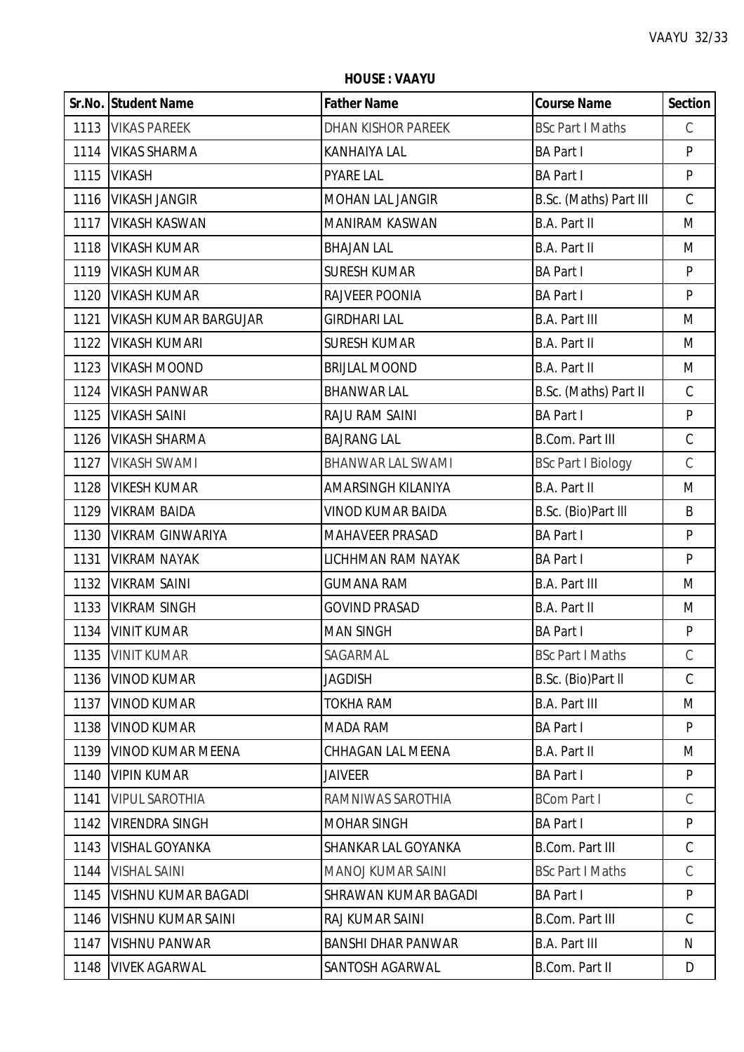**HOUSE : VAAYU**

| Sr.No. | Student Name | Father Name | Course Name | Section |
|---|---|---|---|---|
| 1113 | VIKAS PAREEK | DHAN KISHOR PAREEK | BSc Part I Maths | C |
| 1114 | VIKAS SHARMA | KANHAIYA LAL | BA Part I | P |
| 1115 | VIKASH | PYARE LAL | BA Part I | P |
| 1116 | VIKASH JANGIR | MOHAN LAL JANGIR | B.Sc. (Maths) Part III | C |
| 1117 | VIKASH KASWAN | MANIRAM KASWAN | B.A. Part II | M |
| 1118 | VIKASH KUMAR | BHAJAN LAL | B.A. Part II | M |
| 1119 | VIKASH KUMAR | SURESH KUMAR | BA Part I | P |
| 1120 | VIKASH KUMAR | RAJVEER POONIA | BA Part I | P |
| 1121 | VIKASH KUMAR BARGUJAR | GIRDHARI LAL | B.A. Part III | M |
| 1122 | VIKASH KUMARI | SURESH KUMAR | B.A. Part II | M |
| 1123 | VIKASH MOOND | BRIJLAL MOOND | B.A. Part II | M |
| 1124 | VIKASH PANWAR | BHANWAR LAL | B.Sc. (Maths) Part II | C |
| 1125 | VIKASH SAINI | RAJU RAM SAINI | BA Part I | P |
| 1126 | VIKASH SHARMA | BAJRANG LAL | B.Com. Part III | C |
| 1127 | VIKASH SWAMI | BHANWAR LAL SWAMI | BSc Part I Biology | C |
| 1128 | VIKESH KUMAR | AMARSINGH KILANIYA | B.A. Part II | M |
| 1129 | VIKRAM BAIDA | VINOD KUMAR BAIDA | B.Sc. (Bio)Part lll | B |
| 1130 | VIKRAM GINWARIYA | MAHAVEER PRASAD | BA Part I | P |
| 1131 | VIKRAM NAYAK | LICHHMAN RAM NAYAK | BA Part I | P |
| 1132 | VIKRAM SAINI | GUMANA RAM | B.A. Part III | M |
| 1133 | VIKRAM SINGH | GOVIND PRASAD | B.A. Part II | M |
| 1134 | VINIT KUMAR | MAN SINGH | BA Part I | P |
| 1135 | VINIT KUMAR | SAGARMAL | BSc Part I Maths | C |
| 1136 | VINOD KUMAR | JAGDISH | B.Sc. (Bio)Part ll | C |
| 1137 | VINOD KUMAR | TOKHA RAM | B.A. Part III | M |
| 1138 | VINOD KUMAR | MADA RAM | BA Part I | P |
| 1139 | VINOD KUMAR MEENA | CHHAGAN LAL MEENA | B.A. Part II | M |
| 1140 | VIPIN KUMAR | JAIVEER | BA Part I | P |
| 1141 | VIPUL SAROTHIA | RAMNIWAS SAROTHIA | BCom Part I | C |
| 1142 | VIRENDRA SINGH | MOHAR SINGH | BA Part I | P |
| 1143 | VISHAL GOYANKA | SHANKAR LAL GOYANKA | B.Com. Part III | C |
| 1144 | VISHAL SAINI | MANOJ KUMAR SAINI | BSc Part I Maths | C |
| 1145 | VISHNU KUMAR BAGADI | SHRAWAN KUMAR BAGADI | BA Part I | P |
| 1146 | VISHNU KUMAR SAINI | RAJ KUMAR SAINI | B.Com. Part III | C |
| 1147 | VISHNU PANWAR | BANSHI DHAR PANWAR | B.A. Part III | N |
| 1148 | VIVEK AGARWAL | SANTOSH AGARWAL | B.Com. Part II | D |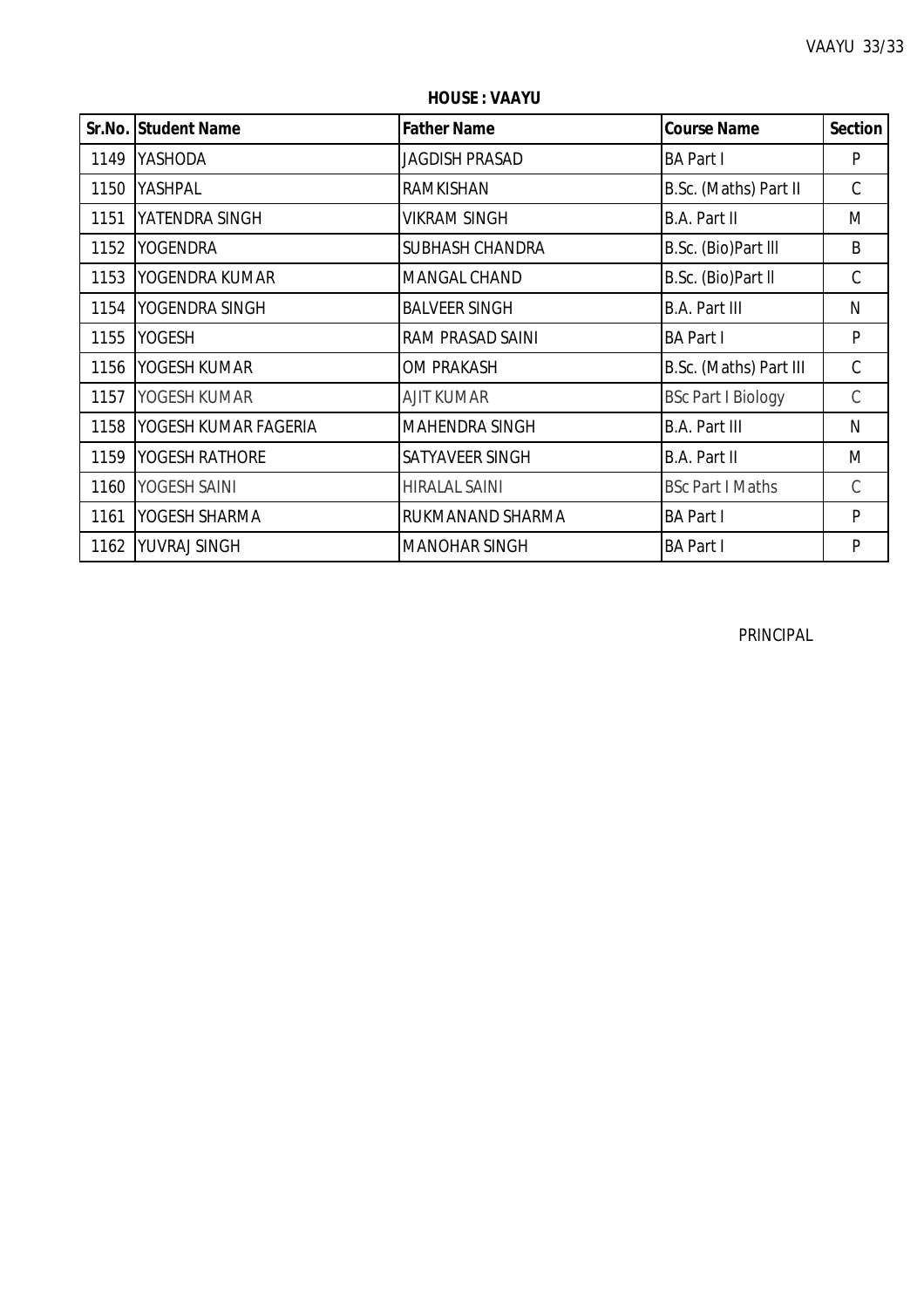**HOUSE : VAAYU**

| Sr.No. | Student Name | Father Name | Course Name | Section |
|---|---|---|---|---|
| 1149 | YASHODA | JAGDISH PRASAD | BA Part I | P |
| 1150 | YASHPAL | RAMKISHAN | B.Sc. (Maths) Part II | C |
| 1151 | YATENDRA SINGH | VIKRAM SINGH | B.A. Part II | M |
| 1152 | YOGENDRA | SUBHASH CHANDRA | B.Sc. (Bio)Part III | B |
| 1153 | YOGENDRA KUMAR | MANGAL CHAND | B.Sc. (Bio)Part II | C |
| 1154 | YOGENDRA SINGH | BALVEER SINGH | B.A. Part III | N |
| 1155 | YOGESH | RAM PRASAD SAINI | BA Part I | P |
| 1156 | YOGESH KUMAR | OM PRAKASH | B.Sc. (Maths) Part III | C |
| 1157 | YOGESH KUMAR | AJIT KUMAR | BSc Part I Biology | C |
| 1158 | YOGESH KUMAR FAGERIA | MAHENDRA SINGH | B.A. Part III | N |
| 1159 | YOGESH RATHORE | SATYAVEER SINGH | B.A. Part II | M |
| 1160 | YOGESH SAINI | HIRALAL SAINI | BSc Part I Maths | C |
| 1161 | YOGESH SHARMA | RUKMANAND SHARMA | BA Part I | P |
| 1162 | YUVRAJ SINGH | MANOHAR SINGH | BA Part I | P |

PRINCIPAL